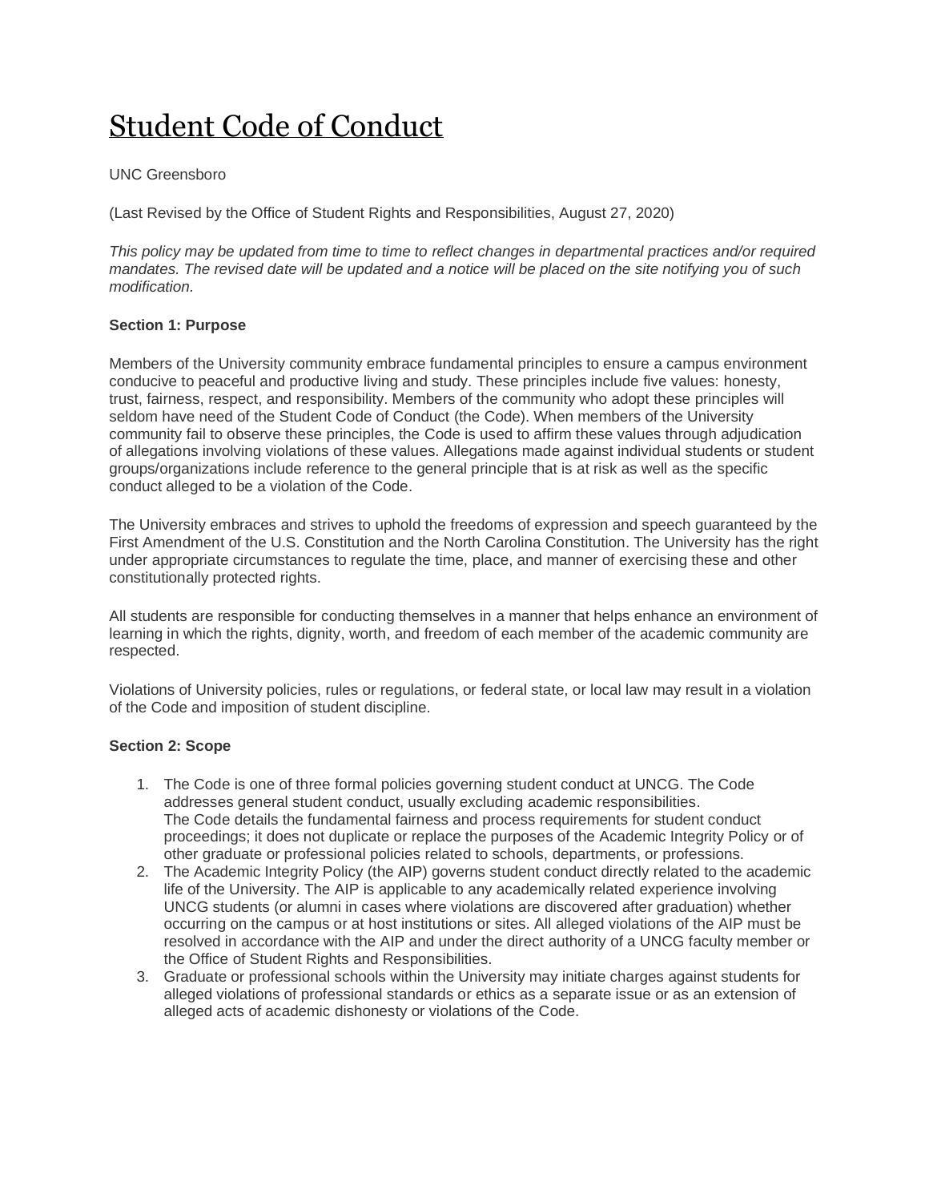# Student Code of Conduct

UNC Greensboro

(Last Revised by the Office of Student Rights and Responsibilities, August 27, 2020)

*This policy may be updated from time to time to reflect changes in departmental practices and/or required mandates. The revised date will be updated and a notice will be placed on the site notifying you of such modification.*

**Section 1: Purpose**

Members of the University community embrace fundamental principles to ensure a campus environment conducive to peaceful and productive living and study. These principles include five values: honesty, trust, fairness, respect, and responsibility. Members of the community who adopt these principles will seldom have need of the Student Code of Conduct (the Code). When members of the University community fail to observe these principles, the Code is used to affirm these values through adjudication of allegations involving violations of these values. Allegations made against individual students or student groups/organizations include reference to the general principle that is at risk as well as the specific conduct alleged to be a violation of the Code.

The University embraces and strives to uphold the freedoms of expression and speech guaranteed by the First Amendment of the U.S. Constitution and the North Carolina Constitution. The University has the right under appropriate circumstances to regulate the time, place, and manner of exercising these and other constitutionally protected rights.

All students are responsible for conducting themselves in a manner that helps enhance an environment of learning in which the rights, dignity, worth, and freedom of each member of the academic community are respected.

Violations of University policies, rules or regulations, or federal state, or local law may result in a violation of the Code and imposition of student discipline.

**Section 2: Scope**

1. The Code is one of three formal policies governing student conduct at UNCG. The Code addresses general student conduct, usually excluding academic responsibilities.
   The Code details the fundamental fairness and process requirements for student conduct proceedings; it does not duplicate or replace the purposes of the Academic Integrity Policy or of other graduate or professional policies related to schools, departments, or professions.
2. The Academic Integrity Policy (the AIP) governs student conduct directly related to the academic life of the University. The AIP is applicable to any academically related experience involving UNCG students (or alumni in cases where violations are discovered after graduation) whether occurring on the campus or at host institutions or sites. All alleged violations of the AIP must be resolved in accordance with the AIP and under the direct authority of a UNCG faculty member or the Office of Student Rights and Responsibilities.
3. Graduate or professional schools within the University may initiate charges against students for alleged violations of professional standards or ethics as a separate issue or as an extension of alleged acts of academic dishonesty or violations of the Code.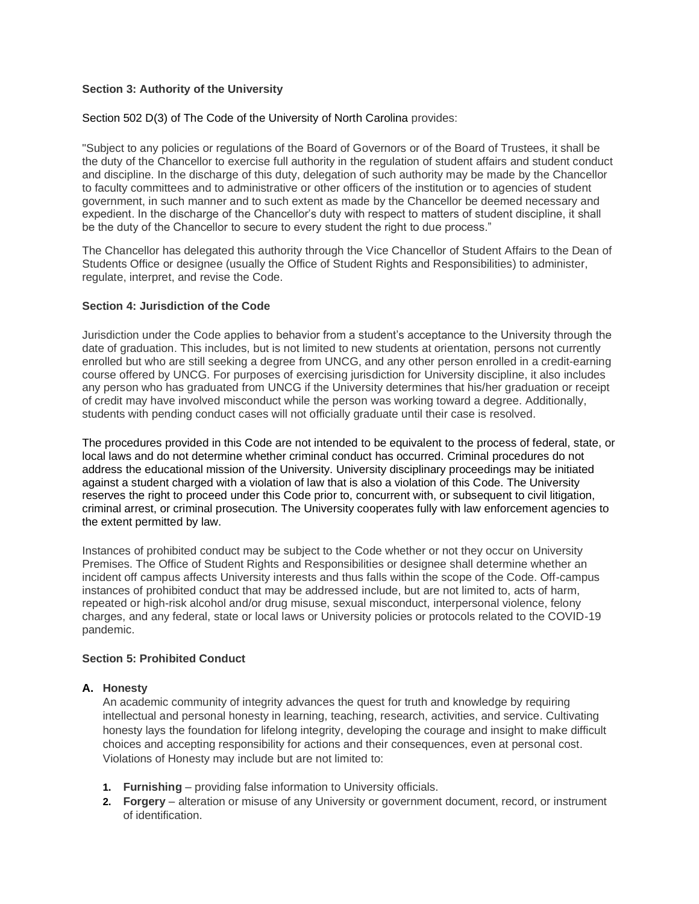### Section 3: Authority of the University

Section 502 D(3) of The Code of the University of North Carolina provides:

"Subject to any policies or regulations of the Board of Governors or of the Board of Trustees, it shall be the duty of the Chancellor to exercise full authority in the regulation of student affairs and student conduct and discipline. In the discharge of this duty, delegation of such authority may be made by the Chancellor to faculty committees and to administrative or other officers of the institution or to agencies of student government, in such manner and to such extent as made by the Chancellor be deemed necessary and expedient. In the discharge of the Chancellor's duty with respect to matters of student discipline, it shall be the duty of the Chancellor to secure to every student the right to due process."

The Chancellor has delegated this authority through the Vice Chancellor of Student Affairs to the Dean of Students Office or designee (usually the Office of Student Rights and Responsibilities) to administer, regulate, interpret, and revise the Code.

### Section 4: Jurisdiction of the Code

Jurisdiction under the Code applies to behavior from a student's acceptance to the University through the date of graduation. This includes, but is not limited to new students at orientation, persons not currently enrolled but who are still seeking a degree from UNCG, and any other person enrolled in a credit-earning course offered by UNCG. For purposes of exercising jurisdiction for University discipline, it also includes any person who has graduated from UNCG if the University determines that his/her graduation or receipt of credit may have involved misconduct while the person was working toward a degree. Additionally, students with pending conduct cases will not officially graduate until their case is resolved.

The procedures provided in this Code are not intended to be equivalent to the process of federal, state, or local laws and do not determine whether criminal conduct has occurred. Criminal procedures do not address the educational mission of the University. University disciplinary proceedings may be initiated against a student charged with a violation of law that is also a violation of this Code. The University reserves the right to proceed under this Code prior to, concurrent with, or subsequent to civil litigation, criminal arrest, or criminal prosecution. The University cooperates fully with law enforcement agencies to the extent permitted by law.

Instances of prohibited conduct may be subject to the Code whether or not they occur on University Premises. The Office of Student Rights and Responsibilities or designee shall determine whether an incident off campus affects University interests and thus falls within the scope of the Code. Off-campus instances of prohibited conduct that may be addressed include, but are not limited to, acts of harm, repeated or high-risk alcohol and/or drug misuse, sexual misconduct, interpersonal violence, felony charges, and any federal, state or local laws or University policies or protocols related to the COVID-19 pandemic.

### Section 5: Prohibited Conduct

**A. Honesty**

An academic community of integrity advances the quest for truth and knowledge by requiring intellectual and personal honesty in learning, teaching, research, activities, and service. Cultivating honesty lays the foundation for lifelong integrity, developing the courage and insight to make difficult choices and accepting responsibility for actions and their consequences, even at personal cost. Violations of Honesty may include but are not limited to:

1. **Furnishing** – providing false information to University officials.
2. **Forgery** – alteration or misuse of any University or government document, record, or instrument of identification.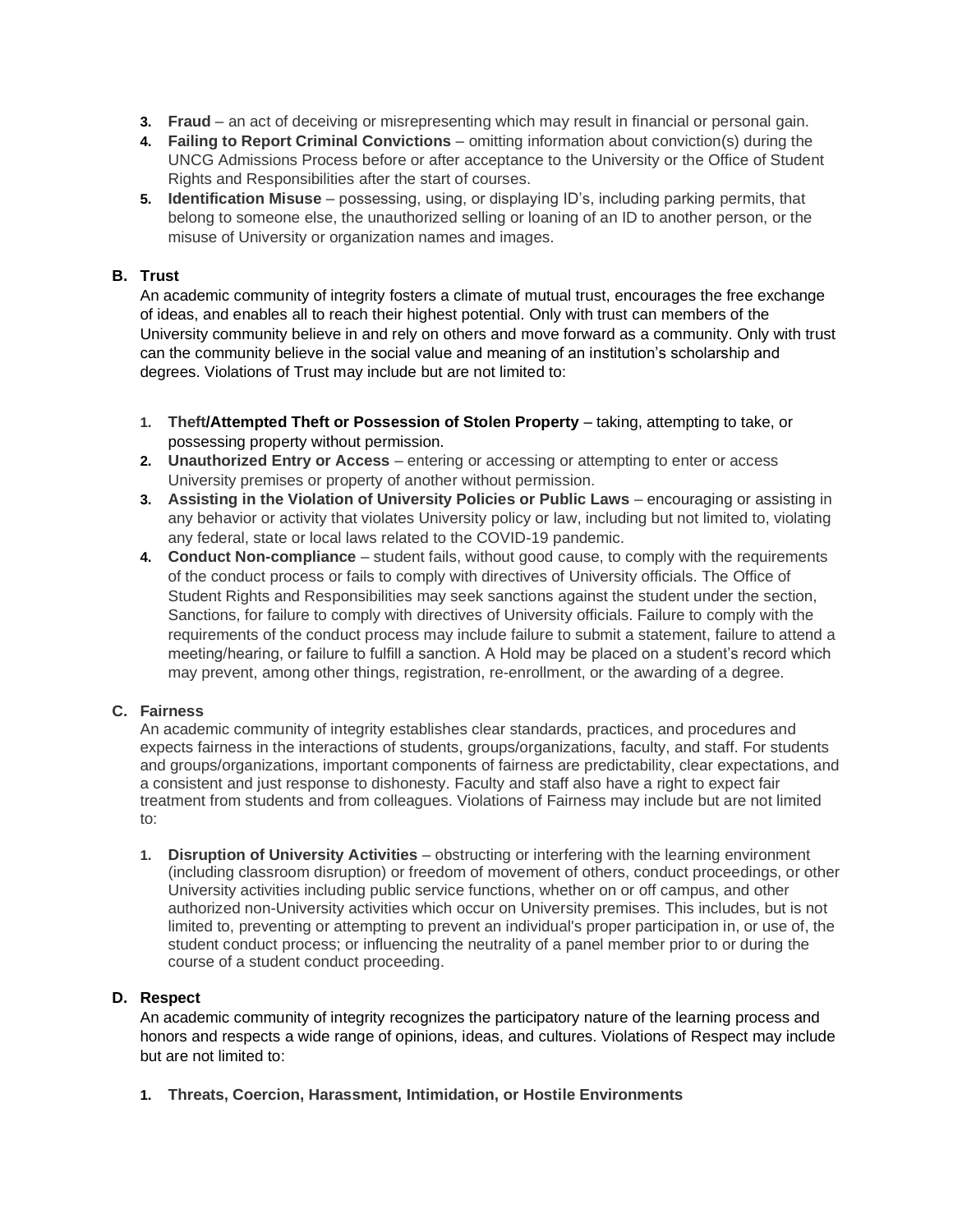3. **Fraud** – an act of deceiving or misrepresenting which may result in financial or personal gain.
4. **Failing to Report Criminal Convictions** – omitting information about conviction(s) during the UNCG Admissions Process before or after acceptance to the University or the Office of Student Rights and Responsibilities after the start of courses.
5. **Identification Misuse** – possessing, using, or displaying ID's, including parking permits, that belong to someone else, the unauthorized selling or loaning of an ID to another person, or the misuse of University or organization names and images.

**B. Trust**

An academic community of integrity fosters a climate of mutual trust, encourages the free exchange of ideas, and enables all to reach their highest potential. Only with trust can members of the University community believe in and rely on others and move forward as a community. Only with trust can the community believe in the social value and meaning of an institution's scholarship and degrees. Violations of Trust may include but are not limited to:

1. **Theft/Attempted Theft or Possession of Stolen Property** – taking, attempting to take, or possessing property without permission.
2. **Unauthorized Entry or Access** – entering or accessing or attempting to enter or access University premises or property of another without permission.
3. **Assisting in the Violation of University Policies or Public Laws** – encouraging or assisting in any behavior or activity that violates University policy or law, including but not limited to, violating any federal, state or local laws related to the COVID-19 pandemic.
4. **Conduct Non-compliance** – student fails, without good cause, to comply with the requirements of the conduct process or fails to comply with directives of University officials. The Office of Student Rights and Responsibilities may seek sanctions against the student under the section, Sanctions, for failure to comply with directives of University officials. Failure to comply with the requirements of the conduct process may include failure to submit a statement, failure to attend a meeting/hearing, or failure to fulfill a sanction. A Hold may be placed on a student's record which may prevent, among other things, registration, re-enrollment, or the awarding of a degree.

**C. Fairness**

An academic community of integrity establishes clear standards, practices, and procedures and expects fairness in the interactions of students, groups/organizations, faculty, and staff. For students and groups/organizations, important components of fairness are predictability, clear expectations, and a consistent and just response to dishonesty. Faculty and staff also have a right to expect fair treatment from students and from colleagues. Violations of Fairness may include but are not limited to:

1. **Disruption of University Activities** – obstructing or interfering with the learning environment (including classroom disruption) or freedom of movement of others, conduct proceedings, or other University activities including public service functions, whether on or off campus, and other authorized non-University activities which occur on University premises. This includes, but is not limited to, preventing or attempting to prevent an individual's proper participation in, or use of, the student conduct process; or influencing the neutrality of a panel member prior to or during the course of a student conduct proceeding.

**D. Respect**

An academic community of integrity recognizes the participatory nature of the learning process and honors and respects a wide range of opinions, ideas, and cultures. Violations of Respect may include but are not limited to:

1. **Threats, Coercion, Harassment, Intimidation, or Hostile Environments**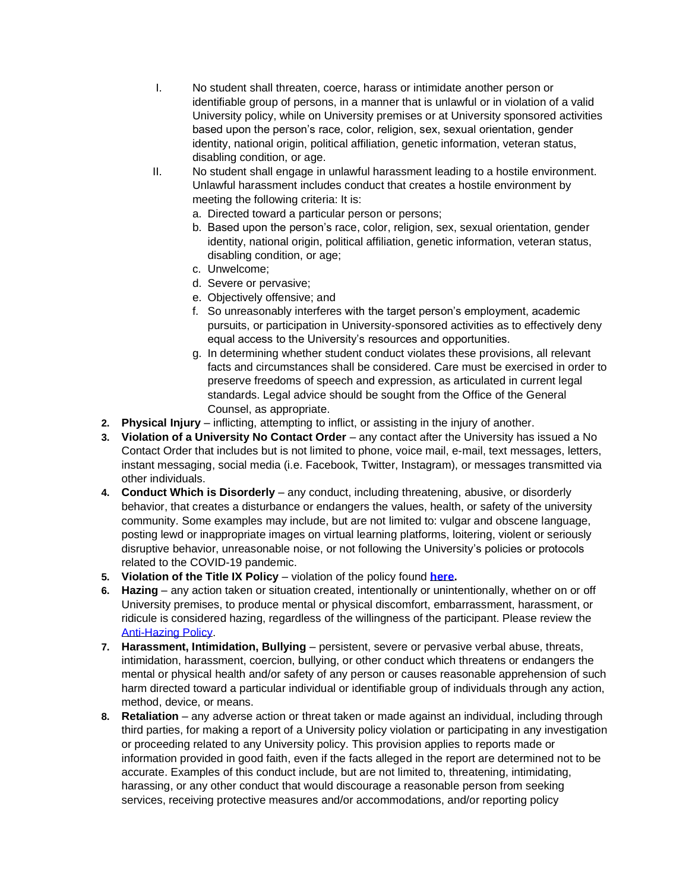I. No student shall threaten, coerce, harass or intimidate another person or identifiable group of persons, in a manner that is unlawful or in violation of a valid University policy, while on University premises or at University sponsored activities based upon the person's race, color, religion, sex, sexual orientation, gender identity, national origin, political affiliation, genetic information, veteran status, disabling condition, or age.

II. No student shall engage in unlawful harassment leading to a hostile environment. Unlawful harassment includes conduct that creates a hostile environment by meeting the following criteria: It is:

   a. Directed toward a particular person or persons;
   b. Based upon the person's race, color, religion, sex, sexual orientation, gender identity, national origin, political affiliation, genetic information, veteran status, disabling condition, or age;
   c. Unwelcome;
   d. Severe or pervasive;
   e. Objectively offensive; and
   f. So unreasonably interferes with the target person's employment, academic pursuits, or participation in University-sponsored activities as to effectively deny equal access to the University's resources and opportunities.
   g. In determining whether student conduct violates these provisions, all relevant facts and circumstances shall be considered. Care must be exercised in order to preserve freedoms of speech and expression, as articulated in current legal standards. Legal advice should be sought from the Office of the General Counsel, as appropriate.

2. **Physical Injury** – inflicting, attempting to inflict, or assisting in the injury of another.
3. **Violation of a University No Contact Order** – any contact after the University has issued a No Contact Order that includes but is not limited to phone, voice mail, e-mail, text messages, letters, instant messaging, social media (i.e. Facebook, Twitter, Instagram), or messages transmitted via other individuals.
4. **Conduct Which is Disorderly** – any conduct, including threatening, abusive, or disorderly behavior, that creates a disturbance or endangers the values, health, or safety of the university community. Some examples may include, but are not limited to: vulgar and obscene language, posting lewd or inappropriate images on virtual learning platforms, loitering, violent or seriously disruptive behavior, unreasonable noise, or not following the University's policies or protocols related to the COVID-19 pandemic.
5. **Violation of the Title IX Policy** – violation of the policy found **here**.
6. **Hazing** – any action taken or situation created, intentionally or unintentionally, whether on or off University premises, to produce mental or physical discomfort, embarrassment, harassment, or ridicule is considered hazing, regardless of the willingness of the participant. Please review the Anti-Hazing Policy.
7. **Harassment, Intimidation, Bullying** – persistent, severe or pervasive verbal abuse, threats, intimidation, harassment, coercion, bullying, or other conduct which threatens or endangers the mental or physical health and/or safety of any person or causes reasonable apprehension of such harm directed toward a particular individual or identifiable group of individuals through any action, method, device, or means.
8. **Retaliation** – any adverse action or threat taken or made against an individual, including through third parties, for making a report of a University policy violation or participating in any investigation or proceeding related to any University policy. This provision applies to reports made or information provided in good faith, even if the facts alleged in the report are determined not to be accurate. Examples of this conduct include, but are not limited to, threatening, intimidating, harassing, or any other conduct that would discourage a reasonable person from seeking services, receiving protective measures and/or accommodations, and/or reporting policy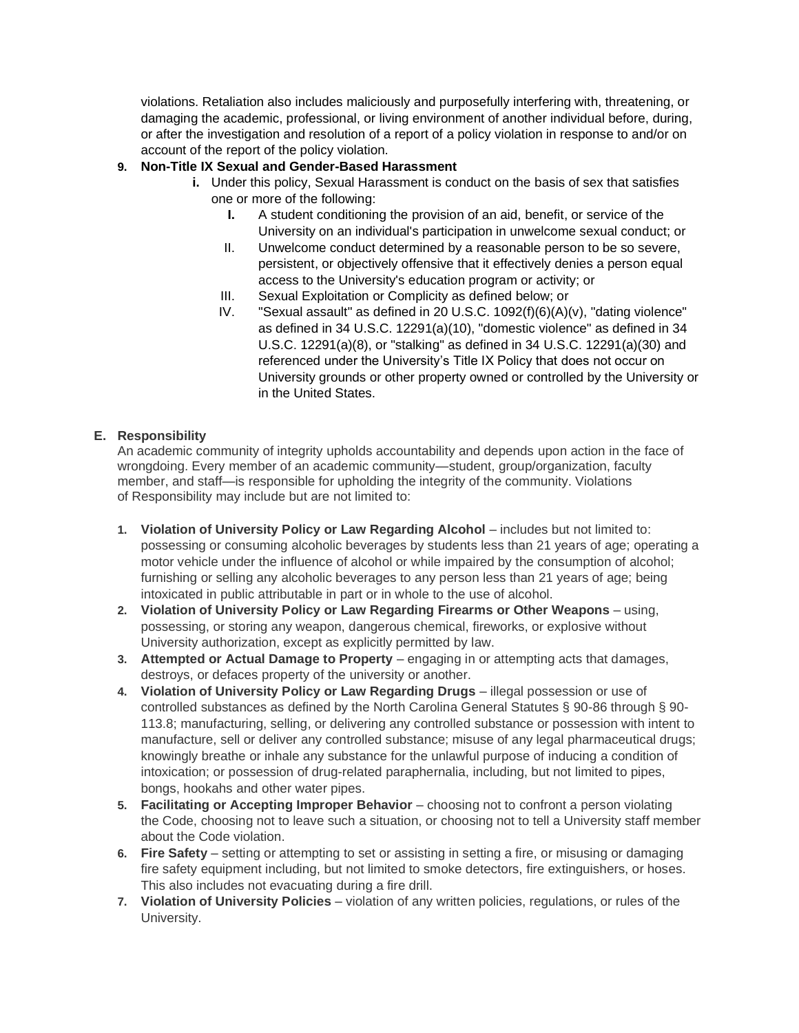violations. Retaliation also includes maliciously and purposefully interfering with, threatening, or damaging the academic, professional, or living environment of another individual before, during, or after the investigation and resolution of a report of a policy violation in response to and/or on account of the report of the policy violation.

9. **Non-Title IX Sexual and Gender-Based Harassment**
   - **i.** Under this policy, Sexual Harassment is conduct on the basis of sex that satisfies one or more of the following:
     - **I.** A student conditioning the provision of an aid, benefit, or service of the University on an individual's participation in unwelcome sexual conduct; or
     - II. Unwelcome conduct determined by a reasonable person to be so severe, persistent, or objectively offensive that it effectively denies a person equal access to the University's education program or activity; or
     - III. Sexual Exploitation or Complicity as defined below; or
     - IV. "Sexual assault" as defined in 20 U.S.C. 1092(f)(6)(A)(v), "dating violence" as defined in 34 U.S.C. 12291(a)(10), "domestic violence" as defined in 34 U.S.C. 12291(a)(8), or "stalking" as defined in 34 U.S.C. 12291(a)(30) and referenced under the University's Title IX Policy that does not occur on University grounds or other property owned or controlled by the University or in the United States.

## E. Responsibility

An academic community of integrity upholds accountability and depends upon action in the face of wrongdoing. Every member of an academic community—student, group/organization, faculty member, and staff—is responsible for upholding the integrity of the community. Violations of Responsibility may include but are not limited to:

1. **Violation of University Policy or Law Regarding Alcohol** – includes but not limited to: possessing or consuming alcoholic beverages by students less than 21 years of age; operating a motor vehicle under the influence of alcohol or while impaired by the consumption of alcohol; furnishing or selling any alcoholic beverages to any person less than 21 years of age; being intoxicated in public attributable in part or in whole to the use of alcohol.
2. **Violation of University Policy or Law Regarding Firearms or Other Weapons** – using, possessing, or storing any weapon, dangerous chemical, fireworks, or explosive without University authorization, except as explicitly permitted by law.
3. **Attempted or Actual Damage to Property** – engaging in or attempting acts that damages, destroys, or defaces property of the university or another.
4. **Violation of University Policy or Law Regarding Drugs** – illegal possession or use of controlled substances as defined by the North Carolina General Statutes § 90-86 through § 90-113.8; manufacturing, selling, or delivering any controlled substance or possession with intent to manufacture, sell or deliver any controlled substance; misuse of any legal pharmaceutical drugs; knowingly breathe or inhale any substance for the unlawful purpose of inducing a condition of intoxication; or possession of drug-related paraphernalia, including, but not limited to pipes, bongs, hookahs and other water pipes.
5. **Facilitating or Accepting Improper Behavior** – choosing not to confront a person violating the Code, choosing not to leave such a situation, or choosing not to tell a University staff member about the Code violation.
6. **Fire Safety** – setting or attempting to set or assisting in setting a fire, or misusing or damaging fire safety equipment including, but not limited to smoke detectors, fire extinguishers, or hoses. This also includes not evacuating during a fire drill.
7. **Violation of University Policies** – violation of any written policies, regulations, or rules of the University.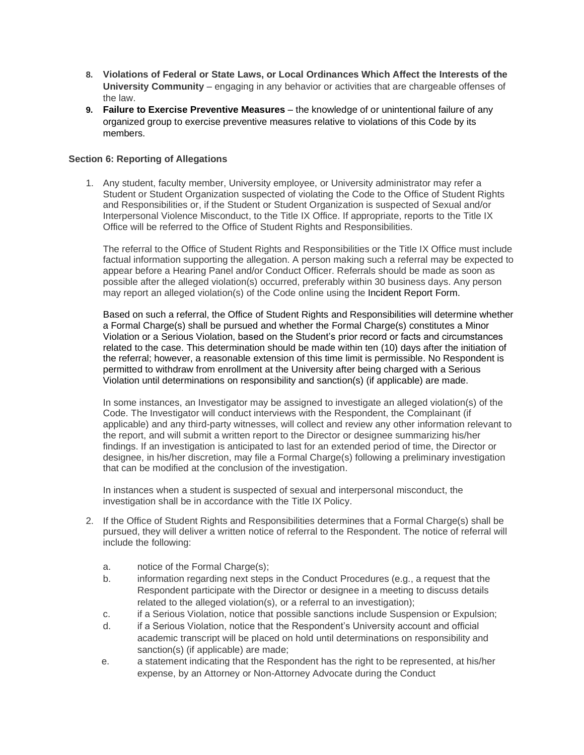8. **Violations of Federal or State Laws, or Local Ordinances Which Affect the Interests of the University Community** – engaging in any behavior or activities that are chargeable offenses of the law.
9. **Failure to Exercise Preventive Measures** – the knowledge of or unintentional failure of any organized group to exercise preventive measures relative to violations of this Code by its members.

**Section 6: Reporting of Allegations**

1. Any student, faculty member, University employee, or University administrator may refer a Student or Student Organization suspected of violating the Code to the Office of Student Rights and Responsibilities or, if the Student or Student Organization is suspected of Sexual and/or Interpersonal Violence Misconduct, to the Title IX Office. If appropriate, reports to the Title IX Office will be referred to the Office of Student Rights and Responsibilities.

   The referral to the Office of Student Rights and Responsibilities or the Title IX Office must include factual information supporting the allegation. A person making such a referral may be expected to appear before a Hearing Panel and/or Conduct Officer. Referrals should be made as soon as possible after the alleged violation(s) occurred, preferably within 30 business days. Any person may report an alleged violation(s) of the Code online using the Incident Report Form.

   Based on such a referral, the Office of Student Rights and Responsibilities will determine whether a Formal Charge(s) shall be pursued and whether the Formal Charge(s) constitutes a Minor Violation or a Serious Violation, based on the Student's prior record or facts and circumstances related to the case. This determination should be made within ten (10) days after the initiation of the referral; however, a reasonable extension of this time limit is permissible. No Respondent is permitted to withdraw from enrollment at the University after being charged with a Serious Violation until determinations on responsibility and sanction(s) (if applicable) are made.

   In some instances, an Investigator may be assigned to investigate an alleged violation(s) of the Code. The Investigator will conduct interviews with the Respondent, the Complainant (if applicable) and any third-party witnesses, will collect and review any other information relevant to the report, and will submit a written report to the Director or designee summarizing his/her findings. If an investigation is anticipated to last for an extended period of time, the Director or designee, in his/her discretion, may file a Formal Charge(s) following a preliminary investigation that can be modified at the conclusion of the investigation.

   In instances when a student is suspected of sexual and interpersonal misconduct, the investigation shall be in accordance with the Title IX Policy.

2. If the Office of Student Rights and Responsibilities determines that a Formal Charge(s) shall be pursued, they will deliver a written notice of referral to the Respondent. The notice of referral will include the following:

   a. notice of the Formal Charge(s);
   b. information regarding next steps in the Conduct Procedures (e.g., a request that the Respondent participate with the Director or designee in a meeting to discuss details related to the alleged violation(s), or a referral to an investigation);
   c. if a Serious Violation, notice that possible sanctions include Suspension or Expulsion;
   d. if a Serious Violation, notice that the Respondent's University account and official academic transcript will be placed on hold until determinations on responsibility and sanction(s) (if applicable) are made;
   e. a statement indicating that the Respondent has the right to be represented, at his/her expense, by an Attorney or Non-Attorney Advocate during the Conduct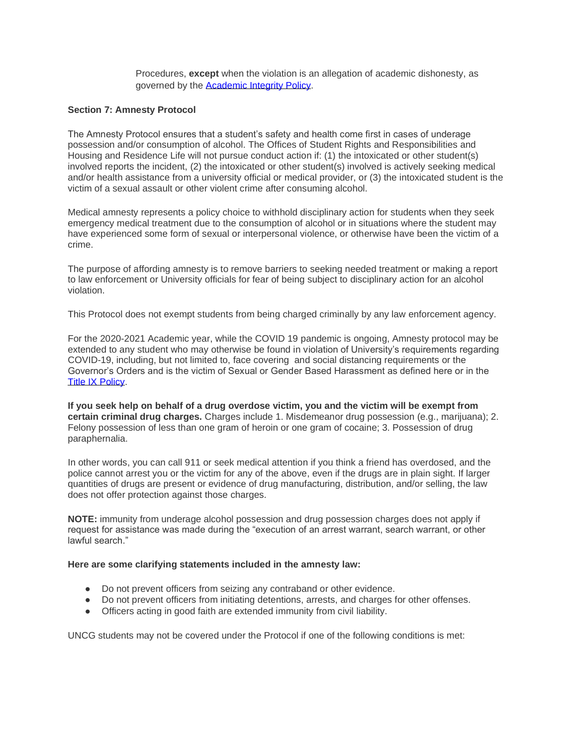Procedures, **except** when the violation is an allegation of academic dishonesty, as governed by the Academic Integrity Policy.

**Section 7: Amnesty Protocol**

The Amnesty Protocol ensures that a student's safety and health come first in cases of underage possession and/or consumption of alcohol. The Offices of Student Rights and Responsibilities and Housing and Residence Life will not pursue conduct action if: (1) the intoxicated or other student(s) involved reports the incident, (2) the intoxicated or other student(s) involved is actively seeking medical and/or health assistance from a university official or medical provider, or (3) the intoxicated student is the victim of a sexual assault or other violent crime after consuming alcohol.

Medical amnesty represents a policy choice to withhold disciplinary action for students when they seek emergency medical treatment due to the consumption of alcohol or in situations where the student may have experienced some form of sexual or interpersonal violence, or otherwise have been the victim of a crime.

The purpose of affording amnesty is to remove barriers to seeking needed treatment or making a report to law enforcement or University officials for fear of being subject to disciplinary action for an alcohol violation.

This Protocol does not exempt students from being charged criminally by any law enforcement agency.

For the 2020-2021 Academic year, while the COVID 19 pandemic is ongoing, Amnesty protocol may be extended to any student who may otherwise be found in violation of University's requirements regarding COVID-19, including, but not limited to, face covering and social distancing requirements or the Governor's Orders and is the victim of Sexual or Gender Based Harassment as defined here or in the Title IX Policy.

**If you seek help on behalf of a drug overdose victim, you and the victim will be exempt from certain criminal drug charges.** Charges include 1. Misdemeanor drug possession (e.g., marijuana); 2. Felony possession of less than one gram of heroin or one gram of cocaine; 3. Possession of drug paraphernalia.

In other words, you can call 911 or seek medical attention if you think a friend has overdosed, and the police cannot arrest you or the victim for any of the above, even if the drugs are in plain sight. If larger quantities of drugs are present or evidence of drug manufacturing, distribution, and/or selling, the law does not offer protection against those charges.

**NOTE:** immunity from underage alcohol possession and drug possession charges does not apply if request for assistance was made during the "execution of an arrest warrant, search warrant, or other lawful search."

**Here are some clarifying statements included in the amnesty law:**

- Do not prevent officers from seizing any contraband or other evidence.
- Do not prevent officers from initiating detentions, arrests, and charges for other offenses.
- Officers acting in good faith are extended immunity from civil liability.

UNCG students may not be covered under the Protocol if one of the following conditions is met: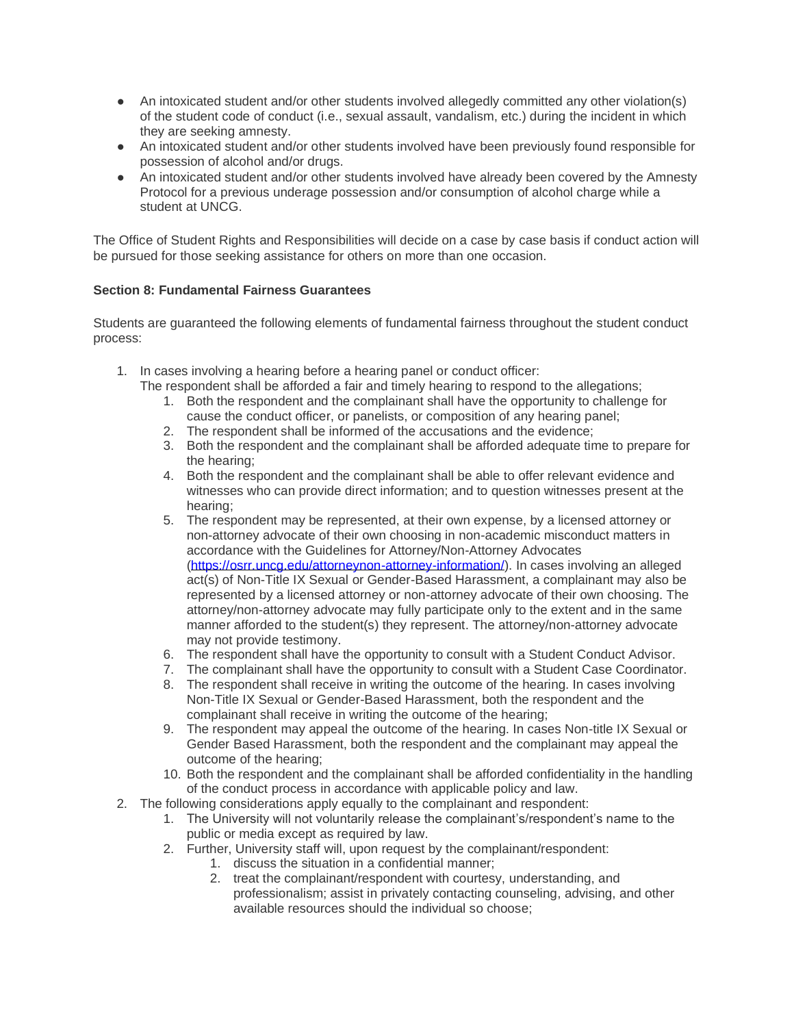- An intoxicated student and/or other students involved allegedly committed any other violation(s) of the student code of conduct (i.e., sexual assault, vandalism, etc.) during the incident in which they are seeking amnesty.
- An intoxicated student and/or other students involved have been previously found responsible for possession of alcohol and/or drugs.
- An intoxicated student and/or other students involved have already been covered by the Amnesty Protocol for a previous underage possession and/or consumption of alcohol charge while a student at UNCG.

The Office of Student Rights and Responsibilities will decide on a case by case basis if conduct action will be pursued for those seeking assistance for others on more than one occasion.

**Section 8: Fundamental Fairness Guarantees**

Students are guaranteed the following elements of fundamental fairness throughout the student conduct process:

1. In cases involving a hearing before a hearing panel or conduct officer:
   The respondent shall be afforded a fair and timely hearing to respond to the allegations;
   1. Both the respondent and the complainant shall have the opportunity to challenge for cause the conduct officer, or panelists, or composition of any hearing panel;
   2. The respondent shall be informed of the accusations and the evidence;
   3. Both the respondent and the complainant shall be afforded adequate time to prepare for the hearing;
   4. Both the respondent and the complainant shall be able to offer relevant evidence and witnesses who can provide direct information; and to question witnesses present at the hearing;
   5. The respondent may be represented, at their own expense, by a licensed attorney or non-attorney advocate of their own choosing in non-academic misconduct matters in accordance with the Guidelines for Attorney/Non-Attorney Advocates (https://osrr.uncg.edu/attorneynon-attorney-information/). In cases involving an alleged act(s) of Non-Title IX Sexual or Gender-Based Harassment, a complainant may also be represented by a licensed attorney or non-attorney advocate of their own choosing. The attorney/non-attorney advocate may fully participate only to the extent and in the same manner afforded to the student(s) they represent. The attorney/non-attorney advocate may not provide testimony.
   6. The respondent shall have the opportunity to consult with a Student Conduct Advisor.
   7. The complainant shall have the opportunity to consult with a Student Case Coordinator.
   8. The respondent shall receive in writing the outcome of the hearing. In cases involving Non-Title IX Sexual or Gender-Based Harassment, both the respondent and the complainant shall receive in writing the outcome of the hearing;
   9. The respondent may appeal the outcome of the hearing. In cases Non-title IX Sexual or Gender Based Harassment, both the respondent and the complainant may appeal the outcome of the hearing;
   10. Both the respondent and the complainant shall be afforded confidentiality in the handling of the conduct process in accordance with applicable policy and law.
2. The following considerations apply equally to the complainant and respondent:
   1. The University will not voluntarily release the complainant's/respondent's name to the public or media except as required by law.
   2. Further, University staff will, upon request by the complainant/respondent:
      1. discuss the situation in a confidential manner;
      2. treat the complainant/respondent with courtesy, understanding, and professionalism; assist in privately contacting counseling, advising, and other available resources should the individual so choose;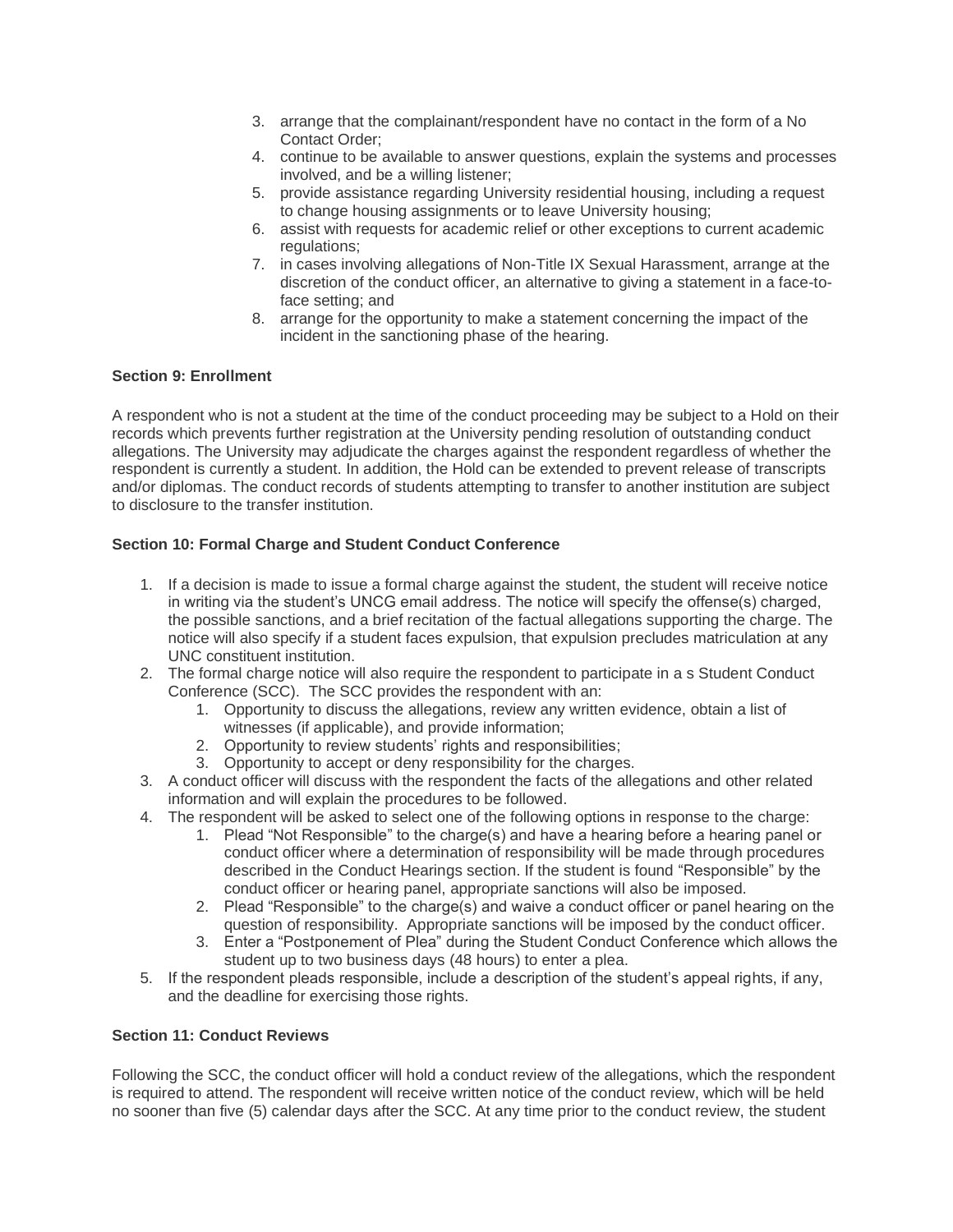3. arrange that the complainant/respondent have no contact in the form of a No Contact Order;
4. continue to be available to answer questions, explain the systems and processes involved, and be a willing listener;
5. provide assistance regarding University residential housing, including a request to change housing assignments or to leave University housing;
6. assist with requests for academic relief or other exceptions to current academic regulations;
7. in cases involving allegations of Non-Title IX Sexual Harassment, arrange at the discretion of the conduct officer, an alternative to giving a statement in a face-to-face setting; and
8. arrange for the opportunity to make a statement concerning the impact of the incident in the sanctioning phase of the hearing.

**Section 9: Enrollment**

A respondent who is not a student at the time of the conduct proceeding may be subject to a Hold on their records which prevents further registration at the University pending resolution of outstanding conduct allegations. The University may adjudicate the charges against the respondent regardless of whether the respondent is currently a student. In addition, the Hold can be extended to prevent release of transcripts and/or diplomas. The conduct records of students attempting to transfer to another institution are subject to disclosure to the transfer institution.

**Section 10: Formal Charge and Student Conduct Conference**

1. If a decision is made to issue a formal charge against the student, the student will receive notice in writing via the student's UNCG email address. The notice will specify the offense(s) charged, the possible sanctions, and a brief recitation of the factual allegations supporting the charge. The notice will also specify if a student faces expulsion, that expulsion precludes matriculation at any UNC constituent institution.
2. The formal charge notice will also require the respondent to participate in a s Student Conduct Conference (SCC). The SCC provides the respondent with an:
    1. Opportunity to discuss the allegations, review any written evidence, obtain a list of witnesses (if applicable), and provide information;
    2. Opportunity to review students' rights and responsibilities;
    3. Opportunity to accept or deny responsibility for the charges.
3. A conduct officer will discuss with the respondent the facts of the allegations and other related information and will explain the procedures to be followed.
4. The respondent will be asked to select one of the following options in response to the charge:
    1. Plead "Not Responsible" to the charge(s) and have a hearing before a hearing panel or conduct officer where a determination of responsibility will be made through procedures described in the Conduct Hearings section. If the student is found "Responsible" by the conduct officer or hearing panel, appropriate sanctions will also be imposed.
    2. Plead "Responsible" to the charge(s) and waive a conduct officer or panel hearing on the question of responsibility. Appropriate sanctions will be imposed by the conduct officer.
    3. Enter a "Postponement of Plea" during the Student Conduct Conference which allows the student up to two business days (48 hours) to enter a plea.
5. If the respondent pleads responsible, include a description of the student's appeal rights, if any, and the deadline for exercising those rights.

**Section 11: Conduct Reviews**

Following the SCC, the conduct officer will hold a conduct review of the allegations, which the respondent is required to attend. The respondent will receive written notice of the conduct review, which will be held no sooner than five (5) calendar days after the SCC. At any time prior to the conduct review, the student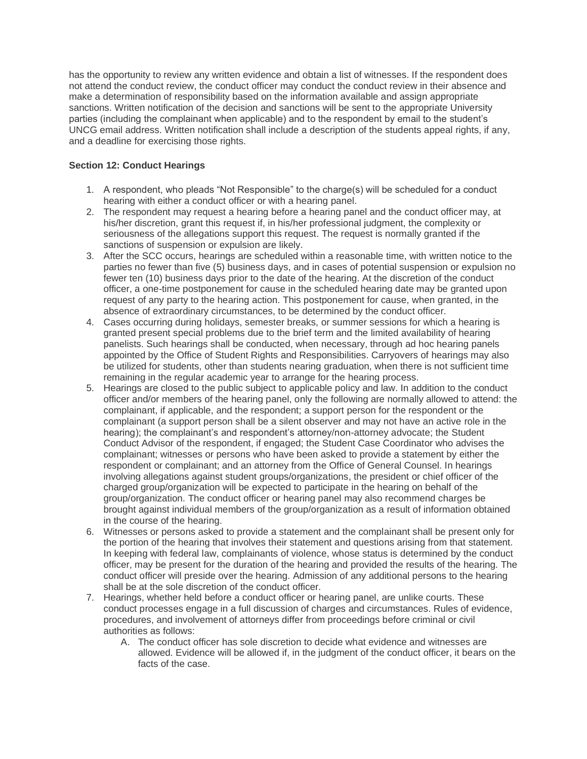has the opportunity to review any written evidence and obtain a list of witnesses. If the respondent does not attend the conduct review, the conduct officer may conduct the conduct review in their absence and make a determination of responsibility based on the information available and assign appropriate sanctions. Written notification of the decision and sanctions will be sent to the appropriate University parties (including the complainant when applicable) and to the respondent by email to the student's UNCG email address. Written notification shall include a description of the students appeal rights, if any, and a deadline for exercising those rights.

**Section 12: Conduct Hearings**

1. A respondent, who pleads "Not Responsible" to the charge(s) will be scheduled for a conduct hearing with either a conduct officer or with a hearing panel.
2. The respondent may request a hearing before a hearing panel and the conduct officer may, at his/her discretion, grant this request if, in his/her professional judgment, the complexity or seriousness of the allegations support this request. The request is normally granted if the sanctions of suspension or expulsion are likely.
3. After the SCC occurs, hearings are scheduled within a reasonable time, with written notice to the parties no fewer than five (5) business days, and in cases of potential suspension or expulsion no fewer ten (10) business days prior to the date of the hearing. At the discretion of the conduct officer, a one-time postponement for cause in the scheduled hearing date may be granted upon request of any party to the hearing action. This postponement for cause, when granted, in the absence of extraordinary circumstances, to be determined by the conduct officer.
4. Cases occurring during holidays, semester breaks, or summer sessions for which a hearing is granted present special problems due to the brief term and the limited availability of hearing panelists. Such hearings shall be conducted, when necessary, through ad hoc hearing panels appointed by the Office of Student Rights and Responsibilities. Carryovers of hearings may also be utilized for students, other than students nearing graduation, when there is not sufficient time remaining in the regular academic year to arrange for the hearing process.
5. Hearings are closed to the public subject to applicable policy and law. In addition to the conduct officer and/or members of the hearing panel, only the following are normally allowed to attend: the complainant, if applicable, and the respondent; a support person for the respondent or the complainant (a support person shall be a silent observer and may not have an active role in the hearing); the complainant's and respondent's attorney/non-attorney advocate; the Student Conduct Advisor of the respondent, if engaged; the Student Case Coordinator who advises the complainant; witnesses or persons who have been asked to provide a statement by either the respondent or complainant; and an attorney from the Office of General Counsel. In hearings involving allegations against student groups/organizations, the president or chief officer of the charged group/organization will be expected to participate in the hearing on behalf of the group/organization. The conduct officer or hearing panel may also recommend charges be brought against individual members of the group/organization as a result of information obtained in the course of the hearing.
6. Witnesses or persons asked to provide a statement and the complainant shall be present only for the portion of the hearing that involves their statement and questions arising from that statement. In keeping with federal law, complainants of violence, whose status is determined by the conduct officer, may be present for the duration of the hearing and provided the results of the hearing. The conduct officer will preside over the hearing. Admission of any additional persons to the hearing shall be at the sole discretion of the conduct officer.
7. Hearings, whether held before a conduct officer or hearing panel, are unlike courts. These conduct processes engage in a full discussion of charges and circumstances. Rules of evidence, procedures, and involvement of attorneys differ from proceedings before criminal or civil authorities as follows:
   A. The conduct officer has sole discretion to decide what evidence and witnesses are allowed. Evidence will be allowed if, in the judgment of the conduct officer, it bears on the facts of the case.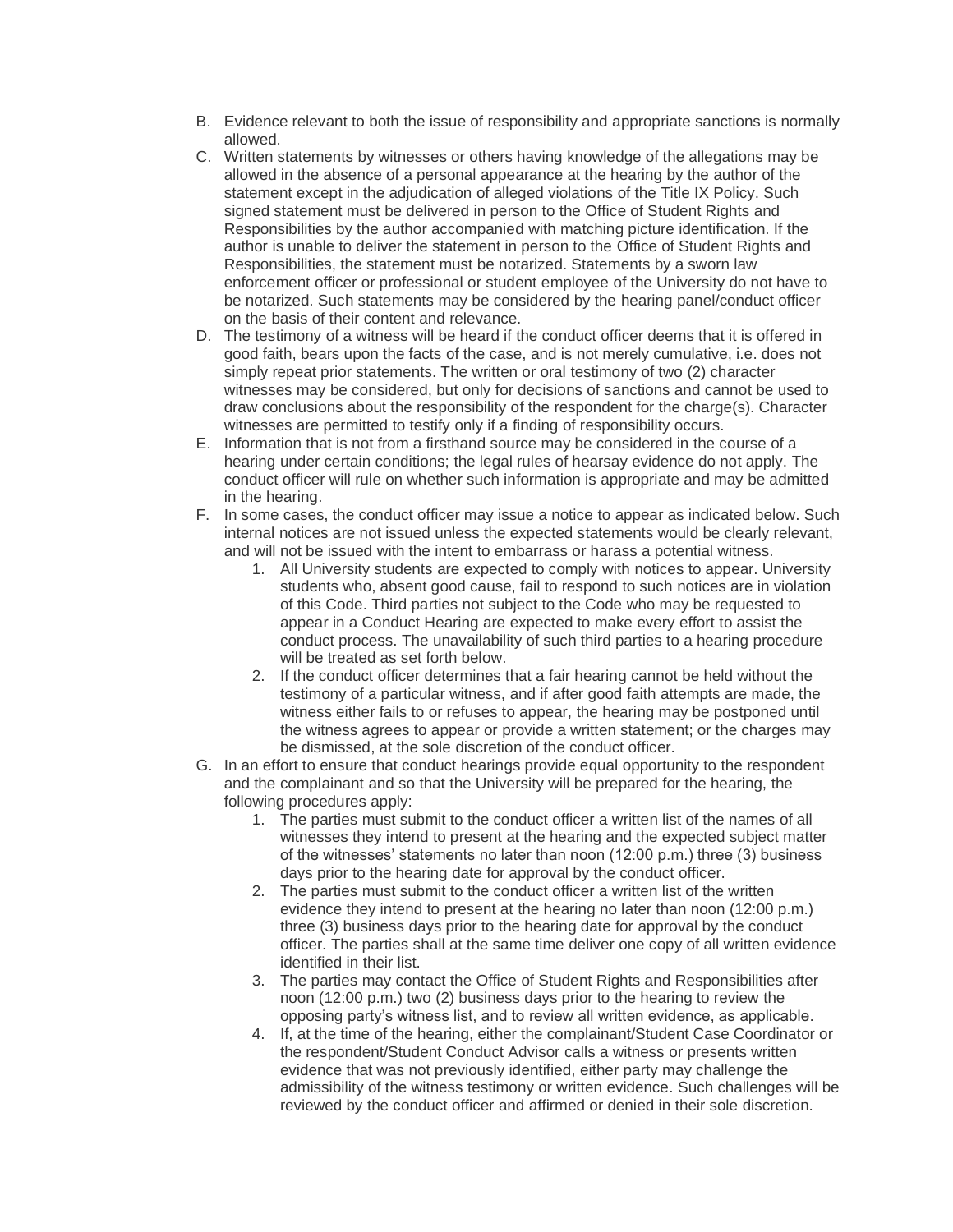B. Evidence relevant to both the issue of responsibility and appropriate sanctions is normally allowed.

C. Written statements by witnesses or others having knowledge of the allegations may be allowed in the absence of a personal appearance at the hearing by the author of the statement except in the adjudication of alleged violations of the Title IX Policy. Such signed statement must be delivered in person to the Office of Student Rights and Responsibilities by the author accompanied with matching picture identification. If the author is unable to deliver the statement in person to the Office of Student Rights and Responsibilities, the statement must be notarized. Statements by a sworn law enforcement officer or professional or student employee of the University do not have to be notarized. Such statements may be considered by the hearing panel/conduct officer on the basis of their content and relevance.

D. The testimony of a witness will be heard if the conduct officer deems that it is offered in good faith, bears upon the facts of the case, and is not merely cumulative, i.e. does not simply repeat prior statements. The written or oral testimony of two (2) character witnesses may be considered, but only for decisions of sanctions and cannot be used to draw conclusions about the responsibility of the respondent for the charge(s). Character witnesses are permitted to testify only if a finding of responsibility occurs.

E. Information that is not from a firsthand source may be considered in the course of a hearing under certain conditions; the legal rules of hearsay evidence do not apply. The conduct officer will rule on whether such information is appropriate and may be admitted in the hearing.

F. In some cases, the conduct officer may issue a notice to appear as indicated below. Such internal notices are not issued unless the expected statements would be clearly relevant, and will not be issued with the intent to embarrass or harass a potential witness.
   1. All University students are expected to comply with notices to appear. University students who, absent good cause, fail to respond to such notices are in violation of this Code. Third parties not subject to the Code who may be requested to appear in a Conduct Hearing are expected to make every effort to assist the conduct process. The unavailability of such third parties to a hearing procedure will be treated as set forth below.
   2. If the conduct officer determines that a fair hearing cannot be held without the testimony of a particular witness, and if after good faith attempts are made, the witness either fails to or refuses to appear, the hearing may be postponed until the witness agrees to appear or provide a written statement; or the charges may be dismissed, at the sole discretion of the conduct officer.

G. In an effort to ensure that conduct hearings provide equal opportunity to the respondent and the complainant and so that the University will be prepared for the hearing, the following procedures apply:
   1. The parties must submit to the conduct officer a written list of the names of all witnesses they intend to present at the hearing and the expected subject matter of the witnesses' statements no later than noon (12:00 p.m.) three (3) business days prior to the hearing date for approval by the conduct officer.
   2. The parties must submit to the conduct officer a written list of the written evidence they intend to present at the hearing no later than noon (12:00 p.m.) three (3) business days prior to the hearing date for approval by the conduct officer. The parties shall at the same time deliver one copy of all written evidence identified in their list.
   3. The parties may contact the Office of Student Rights and Responsibilities after noon (12:00 p.m.) two (2) business days prior to the hearing to review the opposing party's witness list, and to review all written evidence, as applicable.
   4. If, at the time of the hearing, either the complainant/Student Case Coordinator or the respondent/Student Conduct Advisor calls a witness or presents written evidence that was not previously identified, either party may challenge the admissibility of the witness testimony or written evidence. Such challenges will be reviewed by the conduct officer and affirmed or denied in their sole discretion.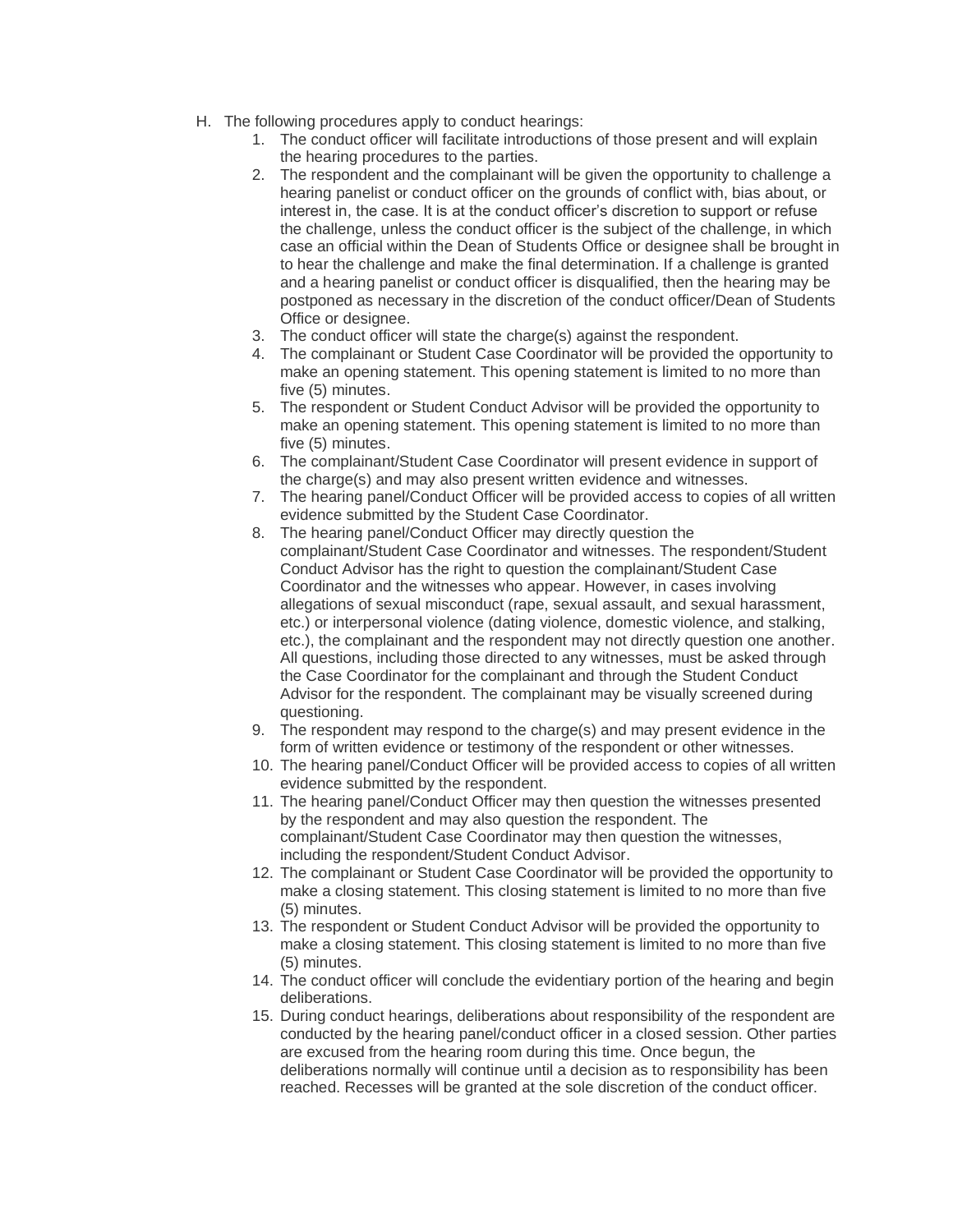H. The following procedures apply to conduct hearings:
    1. The conduct officer will facilitate introductions of those present and will explain the hearing procedures to the parties.
    2. The respondent and the complainant will be given the opportunity to challenge a hearing panelist or conduct officer on the grounds of conflict with, bias about, or interest in, the case. It is at the conduct officer's discretion to support or refuse the challenge, unless the conduct officer is the subject of the challenge, in which case an official within the Dean of Students Office or designee shall be brought in to hear the challenge and make the final determination. If a challenge is granted and a hearing panelist or conduct officer is disqualified, then the hearing may be postponed as necessary in the discretion of the conduct officer/Dean of Students Office or designee.
    3. The conduct officer will state the charge(s) against the respondent.
    4. The complainant or Student Case Coordinator will be provided the opportunity to make an opening statement. This opening statement is limited to no more than five (5) minutes.
    5. The respondent or Student Conduct Advisor will be provided the opportunity to make an opening statement. This opening statement is limited to no more than five (5) minutes.
    6. The complainant/Student Case Coordinator will present evidence in support of the charge(s) and may also present written evidence and witnesses.
    7. The hearing panel/Conduct Officer will be provided access to copies of all written evidence submitted by the Student Case Coordinator.
    8. The hearing panel/Conduct Officer may directly question the complainant/Student Case Coordinator and witnesses. The respondent/Student Conduct Advisor has the right to question the complainant/Student Case Coordinator and the witnesses who appear. However, in cases involving allegations of sexual misconduct (rape, sexual assault, and sexual harassment, etc.) or interpersonal violence (dating violence, domestic violence, and stalking, etc.), the complainant and the respondent may not directly question one another. All questions, including those directed to any witnesses, must be asked through the Case Coordinator for the complainant and through the Student Conduct Advisor for the respondent. The complainant may be visually screened during questioning.
    9. The respondent may respond to the charge(s) and may present evidence in the form of written evidence or testimony of the respondent or other witnesses.
    10. The hearing panel/Conduct Officer will be provided access to copies of all written evidence submitted by the respondent.
    11. The hearing panel/Conduct Officer may then question the witnesses presented by the respondent and may also question the respondent. The complainant/Student Case Coordinator may then question the witnesses, including the respondent/Student Conduct Advisor.
    12. The complainant or Student Case Coordinator will be provided the opportunity to make a closing statement. This closing statement is limited to no more than five (5) minutes.
    13. The respondent or Student Conduct Advisor will be provided the opportunity to make a closing statement. This closing statement is limited to no more than five (5) minutes.
    14. The conduct officer will conclude the evidentiary portion of the hearing and begin deliberations.
    15. During conduct hearings, deliberations about responsibility of the respondent are conducted by the hearing panel/conduct officer in a closed session. Other parties are excused from the hearing room during this time. Once begun, the deliberations normally will continue until a decision as to responsibility has been reached. Recesses will be granted at the sole discretion of the conduct officer.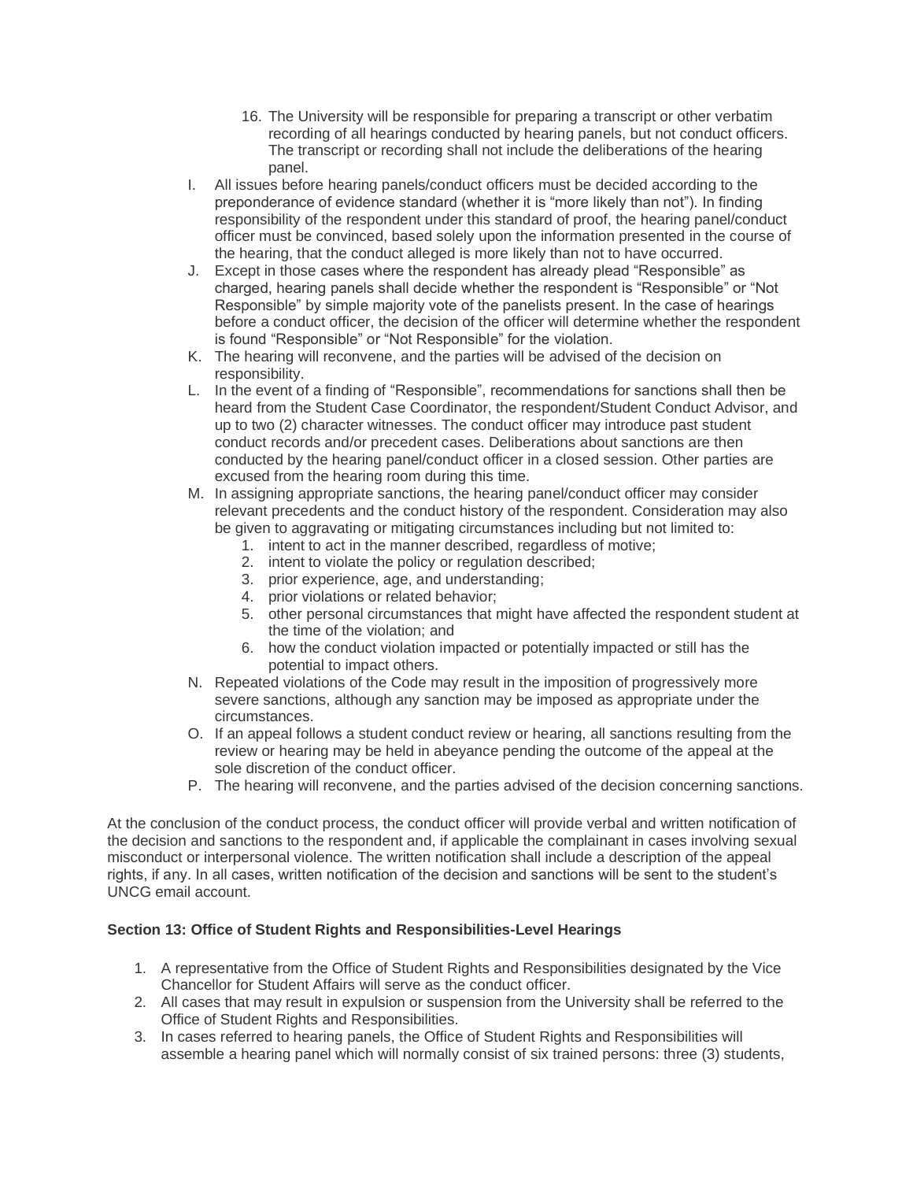16. The University will be responsible for preparing a transcript or other verbatim recording of all hearings conducted by hearing panels, but not conduct officers. The transcript or recording shall not include the deliberations of the hearing panel.

I. All issues before hearing panels/conduct officers must be decided according to the preponderance of evidence standard (whether it is "more likely than not"). In finding responsibility of the respondent under this standard of proof, the hearing panel/conduct officer must be convinced, based solely upon the information presented in the course of the hearing, that the conduct alleged is more likely than not to have occurred.

J. Except in those cases where the respondent has already plead "Responsible" as charged, hearing panels shall decide whether the respondent is "Responsible" or "Not Responsible" by simple majority vote of the panelists present. In the case of hearings before a conduct officer, the decision of the officer will determine whether the respondent is found "Responsible" or "Not Responsible" for the violation.

K. The hearing will reconvene, and the parties will be advised of the decision on responsibility.

L. In the event of a finding of "Responsible", recommendations for sanctions shall then be heard from the Student Case Coordinator, the respondent/Student Conduct Advisor, and up to two (2) character witnesses. The conduct officer may introduce past student conduct records and/or precedent cases. Deliberations about sanctions are then conducted by the hearing panel/conduct officer in a closed session. Other parties are excused from the hearing room during this time.

M. In assigning appropriate sanctions, the hearing panel/conduct officer may consider relevant precedents and the conduct history of the respondent. Consideration may also be given to aggravating or mitigating circumstances including but not limited to:
   1. intent to act in the manner described, regardless of motive;
   2. intent to violate the policy or regulation described;
   3. prior experience, age, and understanding;
   4. prior violations or related behavior;
   5. other personal circumstances that might have affected the respondent student at the time of the violation; and
   6. how the conduct violation impacted or potentially impacted or still has the potential to impact others.

N. Repeated violations of the Code may result in the imposition of progressively more severe sanctions, although any sanction may be imposed as appropriate under the circumstances.

O. If an appeal follows a student conduct review or hearing, all sanctions resulting from the review or hearing may be held in abeyance pending the outcome of the appeal at the sole discretion of the conduct officer.

P. The hearing will reconvene, and the parties advised of the decision concerning sanctions.

At the conclusion of the conduct process, the conduct officer will provide verbal and written notification of the decision and sanctions to the respondent and, if applicable the complainant in cases involving sexual misconduct or interpersonal violence. The written notification shall include a description of the appeal rights, if any. In all cases, written notification of the decision and sanctions will be sent to the student's UNCG email account.

**Section 13: Office of Student Rights and Responsibilities-Level Hearings**

1. A representative from the Office of Student Rights and Responsibilities designated by the Vice Chancellor for Student Affairs will serve as the conduct officer.
2. All cases that may result in expulsion or suspension from the University shall be referred to the Office of Student Rights and Responsibilities.
3. In cases referred to hearing panels, the Office of Student Rights and Responsibilities will assemble a hearing panel which will normally consist of six trained persons: three (3) students,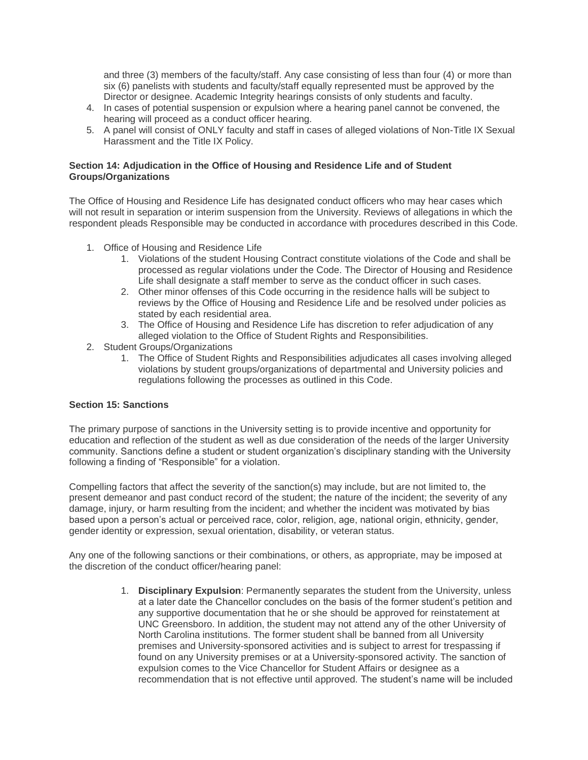and three (3) members of the faculty/staff. Any case consisting of less than four (4) or more than six (6) panelists with students and faculty/staff equally represented must be approved by the Director or designee. Academic Integrity hearings consists of only students and faculty.

4. In cases of potential suspension or expulsion where a hearing panel cannot be convened, the hearing will proceed as a conduct officer hearing.
5. A panel will consist of ONLY faculty and staff in cases of alleged violations of Non-Title IX Sexual Harassment and the Title IX Policy.

**Section 14: Adjudication in the Office of Housing and Residence Life and of Student Groups/Organizations**

The Office of Housing and Residence Life has designated conduct officers who may hear cases which will not result in separation or interim suspension from the University. Reviews of allegations in which the respondent pleads Responsible may be conducted in accordance with procedures described in this Code.

1. Office of Housing and Residence Life
   1. Violations of the student Housing Contract constitute violations of the Code and shall be processed as regular violations under the Code. The Director of Housing and Residence Life shall designate a staff member to serve as the conduct officer in such cases.
   2. Other minor offenses of this Code occurring in the residence halls will be subject to reviews by the Office of Housing and Residence Life and be resolved under policies as stated by each residential area.
   3. The Office of Housing and Residence Life has discretion to refer adjudication of any alleged violation to the Office of Student Rights and Responsibilities.
2. Student Groups/Organizations
   1. The Office of Student Rights and Responsibilities adjudicates all cases involving alleged violations by student groups/organizations of departmental and University policies and regulations following the processes as outlined in this Code.

**Section 15: Sanctions**

The primary purpose of sanctions in the University setting is to provide incentive and opportunity for education and reflection of the student as well as due consideration of the needs of the larger University community. Sanctions define a student or student organization's disciplinary standing with the University following a finding of "Responsible" for a violation.

Compelling factors that affect the severity of the sanction(s) may include, but are not limited to, the present demeanor and past conduct record of the student; the nature of the incident; the severity of any damage, injury, or harm resulting from the incident; and whether the incident was motivated by bias based upon a person's actual or perceived race, color, religion, age, national origin, ethnicity, gender, gender identity or expression, sexual orientation, disability, or veteran status.

Any one of the following sanctions or their combinations, or others, as appropriate, may be imposed at the discretion of the conduct officer/hearing panel:

1. **Disciplinary Expulsion**: Permanently separates the student from the University, unless at a later date the Chancellor concludes on the basis of the former student's petition and any supportive documentation that he or she should be approved for reinstatement at UNC Greensboro. In addition, the student may not attend any of the other University of North Carolina institutions. The former student shall be banned from all University premises and University-sponsored activities and is subject to arrest for trespassing if found on any University premises or at a University-sponsored activity. The sanction of expulsion comes to the Vice Chancellor for Student Affairs or designee as a recommendation that is not effective until approved. The student's name will be included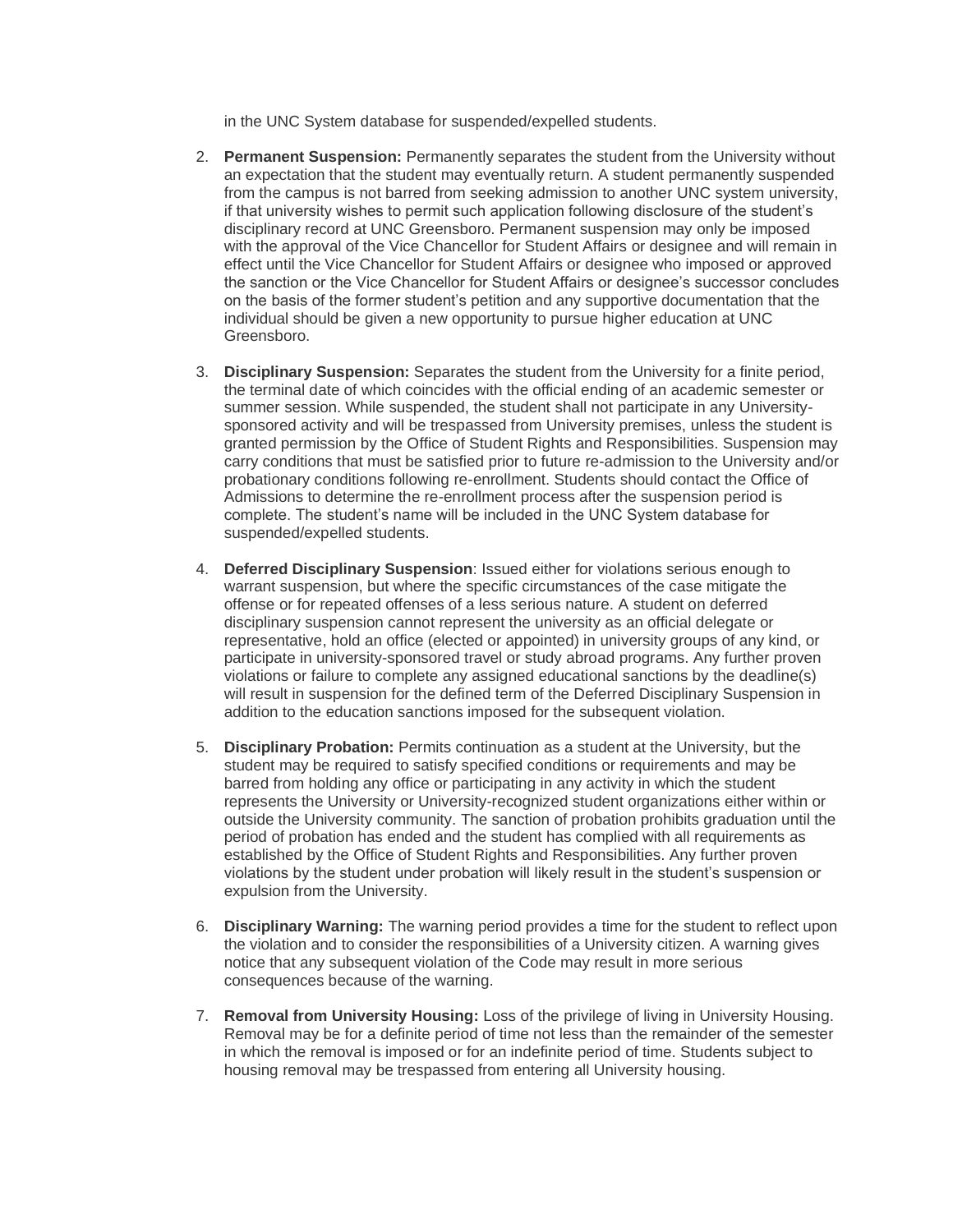in the UNC System database for suspended/expelled students.

2. **Permanent Suspension:** Permanently separates the student from the University without an expectation that the student may eventually return. A student permanently suspended from the campus is not barred from seeking admission to another UNC system university, if that university wishes to permit such application following disclosure of the student's disciplinary record at UNC Greensboro. Permanent suspension may only be imposed with the approval of the Vice Chancellor for Student Affairs or designee and will remain in effect until the Vice Chancellor for Student Affairs or designee who imposed or approved the sanction or the Vice Chancellor for Student Affairs or designee's successor concludes on the basis of the former student's petition and any supportive documentation that the individual should be given a new opportunity to pursue higher education at UNC Greensboro.

3. **Disciplinary Suspension:** Separates the student from the University for a finite period, the terminal date of which coincides with the official ending of an academic semester or summer session. While suspended, the student shall not participate in any University-sponsored activity and will be trespassed from University premises, unless the student is granted permission by the Office of Student Rights and Responsibilities. Suspension may carry conditions that must be satisfied prior to future re-admission to the University and/or probationary conditions following re-enrollment. Students should contact the Office of Admissions to determine the re-enrollment process after the suspension period is complete. The student's name will be included in the UNC System database for suspended/expelled students.

4. **Deferred Disciplinary Suspension**: Issued either for violations serious enough to warrant suspension, but where the specific circumstances of the case mitigate the offense or for repeated offenses of a less serious nature. A student on deferred disciplinary suspension cannot represent the university as an official delegate or representative, hold an office (elected or appointed) in university groups of any kind, or participate in university-sponsored travel or study abroad programs. Any further proven violations or failure to complete any assigned educational sanctions by the deadline(s) will result in suspension for the defined term of the Deferred Disciplinary Suspension in addition to the education sanctions imposed for the subsequent violation.

5. **Disciplinary Probation:** Permits continuation as a student at the University, but the student may be required to satisfy specified conditions or requirements and may be barred from holding any office or participating in any activity in which the student represents the University or University-recognized student organizations either within or outside the University community. The sanction of probation prohibits graduation until the period of probation has ended and the student has complied with all requirements as established by the Office of Student Rights and Responsibilities. Any further proven violations by the student under probation will likely result in the student's suspension or expulsion from the University.

6. **Disciplinary Warning:** The warning period provides a time for the student to reflect upon the violation and to consider the responsibilities of a University citizen. A warning gives notice that any subsequent violation of the Code may result in more serious consequences because of the warning.

7. **Removal from University Housing:** Loss of the privilege of living in University Housing. Removal may be for a definite period of time not less than the remainder of the semester in which the removal is imposed or for an indefinite period of time. Students subject to housing removal may be trespassed from entering all University housing.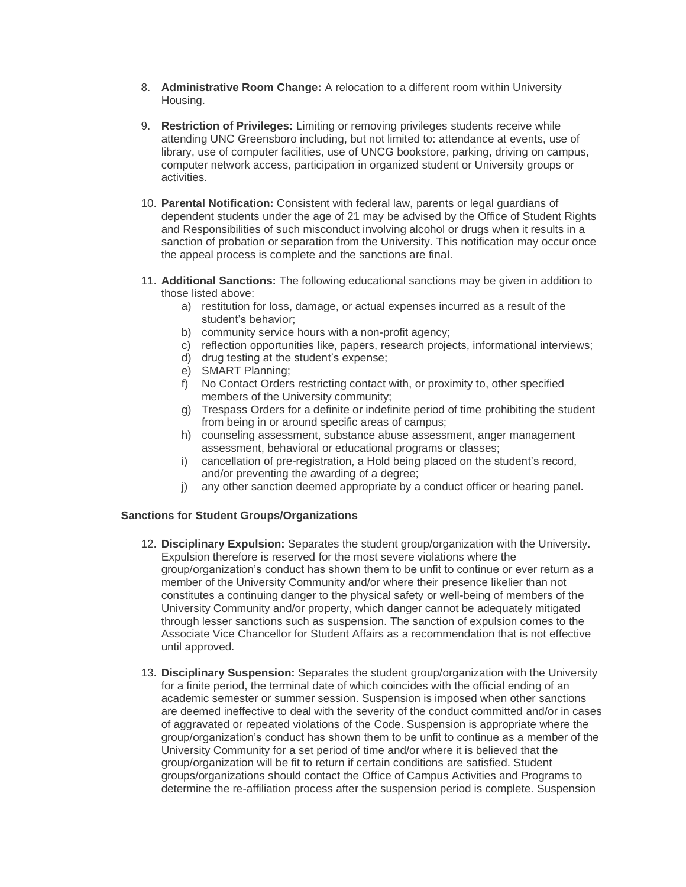8. **Administrative Room Change:** A relocation to a different room within University Housing.

9. **Restriction of Privileges:** Limiting or removing privileges students receive while attending UNC Greensboro including, but not limited to: attendance at events, use of library, use of computer facilities, use of UNCG bookstore, parking, driving on campus, computer network access, participation in organized student or University groups or activities.

10. **Parental Notification:** Consistent with federal law, parents or legal guardians of dependent students under the age of 21 may be advised by the Office of Student Rights and Responsibilities of such misconduct involving alcohol or drugs when it results in a sanction of probation or separation from the University. This notification may occur once the appeal process is complete and the sanctions are final.

11. **Additional Sanctions:** The following educational sanctions may be given in addition to those listed above:
    a) restitution for loss, damage, or actual expenses incurred as a result of the student's behavior;
    b) community service hours with a non-profit agency;
    c) reflection opportunities like, papers, research projects, informational interviews;
    d) drug testing at the student's expense;
    e) SMART Planning;
    f) No Contact Orders restricting contact with, or proximity to, other specified members of the University community;
    g) Trespass Orders for a definite or indefinite period of time prohibiting the student from being in or around specific areas of campus;
    h) counseling assessment, substance abuse assessment, anger management assessment, behavioral or educational programs or classes;
    i) cancellation of pre-registration, a Hold being placed on the student's record, and/or preventing the awarding of a degree;
    j) any other sanction deemed appropriate by a conduct officer or hearing panel.

**Sanctions for Student Groups/Organizations**

12. **Disciplinary Expulsion:** Separates the student group/organization with the University. Expulsion therefore is reserved for the most severe violations where the group/organization's conduct has shown them to be unfit to continue or ever return as a member of the University Community and/or where their presence likelier than not constitutes a continuing danger to the physical safety or well-being of members of the University Community and/or property, which danger cannot be adequately mitigated through lesser sanctions such as suspension. The sanction of expulsion comes to the Associate Vice Chancellor for Student Affairs as a recommendation that is not effective until approved.

13. **Disciplinary Suspension:** Separates the student group/organization with the University for a finite period, the terminal date of which coincides with the official ending of an academic semester or summer session. Suspension is imposed when other sanctions are deemed ineffective to deal with the severity of the conduct committed and/or in cases of aggravated or repeated violations of the Code. Suspension is appropriate where the group/organization's conduct has shown them to be unfit to continue as a member of the University Community for a set period of time and/or where it is believed that the group/organization will be fit to return if certain conditions are satisfied. Student groups/organizations should contact the Office of Campus Activities and Programs to determine the re-affiliation process after the suspension period is complete. Suspension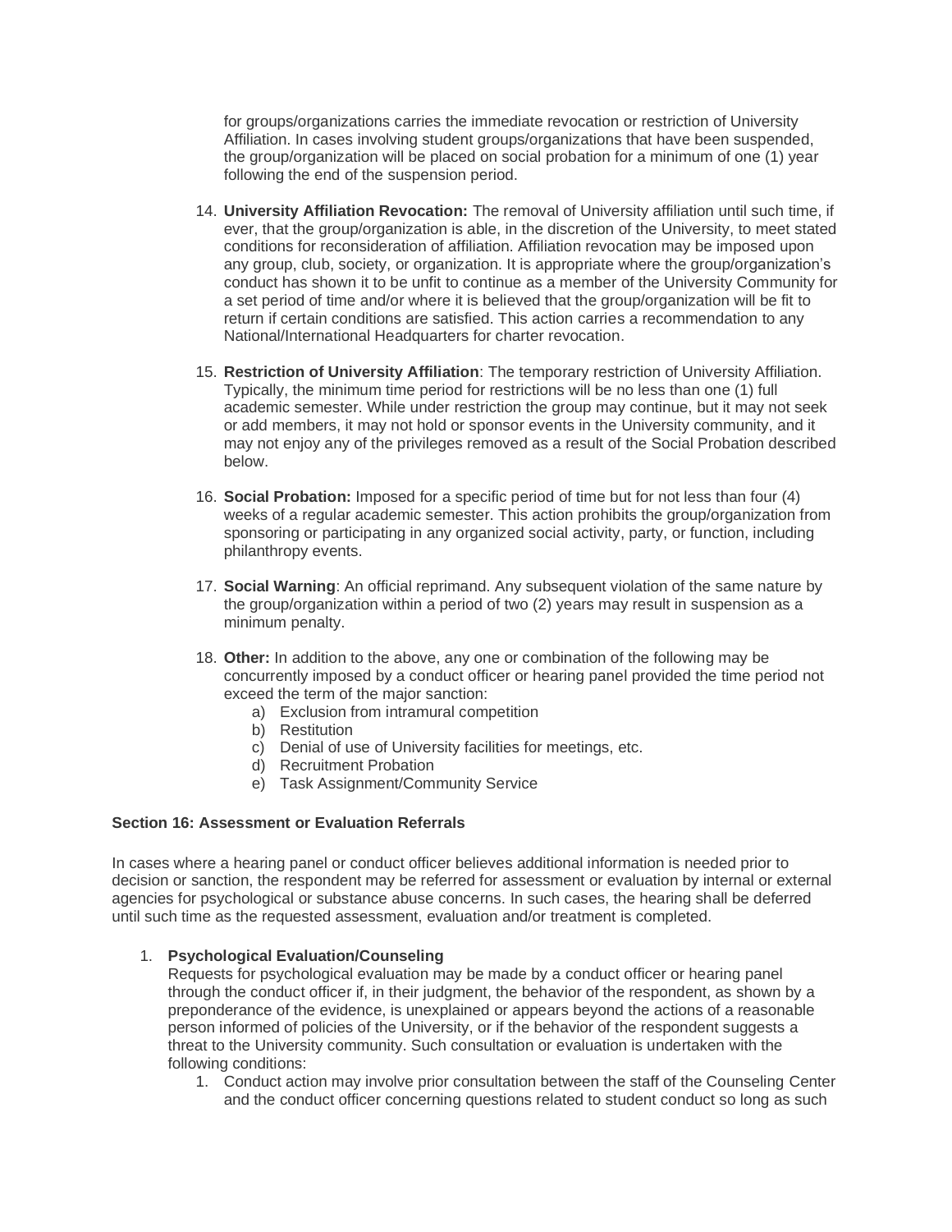for groups/organizations carries the immediate revocation or restriction of University Affiliation. In cases involving student groups/organizations that have been suspended, the group/organization will be placed on social probation for a minimum of one (1) year following the end of the suspension period.

14. **University Affiliation Revocation:** The removal of University affiliation until such time, if ever, that the group/organization is able, in the discretion of the University, to meet stated conditions for reconsideration of affiliation. Affiliation revocation may be imposed upon any group, club, society, or organization. It is appropriate where the group/organization's conduct has shown it to be unfit to continue as a member of the University Community for a set period of time and/or where it is believed that the group/organization will be fit to return if certain conditions are satisfied. This action carries a recommendation to any National/International Headquarters for charter revocation.
15. **Restriction of University Affiliation**: The temporary restriction of University Affiliation. Typically, the minimum time period for restrictions will be no less than one (1) full academic semester. While under restriction the group may continue, but it may not seek or add members, it may not hold or sponsor events in the University community, and it may not enjoy any of the privileges removed as a result of the Social Probation described below.
16. **Social Probation:** Imposed for a specific period of time but for not less than four (4) weeks of a regular academic semester. This action prohibits the group/organization from sponsoring or participating in any organized social activity, party, or function, including philanthropy events.
17. **Social Warning**: An official reprimand. Any subsequent violation of the same nature by the group/organization within a period of two (2) years may result in suspension as a minimum penalty.
18. **Other:** In addition to the above, any one or combination of the following may be concurrently imposed by a conduct officer or hearing panel provided the time period not exceed the term of the major sanction:
    a) Exclusion from intramural competition
    b) Restitution
    c) Denial of use of University facilities for meetings, etc.
    d) Recruitment Probation
    e) Task Assignment/Community Service

**Section 16: Assessment or Evaluation Referrals**

In cases where a hearing panel or conduct officer believes additional information is needed prior to decision or sanction, the respondent may be referred for assessment or evaluation by internal or external agencies for psychological or substance abuse concerns. In such cases, the hearing shall be deferred until such time as the requested assessment, evaluation and/or treatment is completed.

1. **Psychological Evaluation/Counseling**
   Requests for psychological evaluation may be made by a conduct officer or hearing panel through the conduct officer if, in their judgment, the behavior of the respondent, as shown by a preponderance of the evidence, is unexplained or appears beyond the actions of a reasonable person informed of policies of the University, or if the behavior of the respondent suggests a threat to the University community. Such consultation or evaluation is undertaken with the following conditions:
   1. Conduct action may involve prior consultation between the staff of the Counseling Center and the conduct officer concerning questions related to student conduct so long as such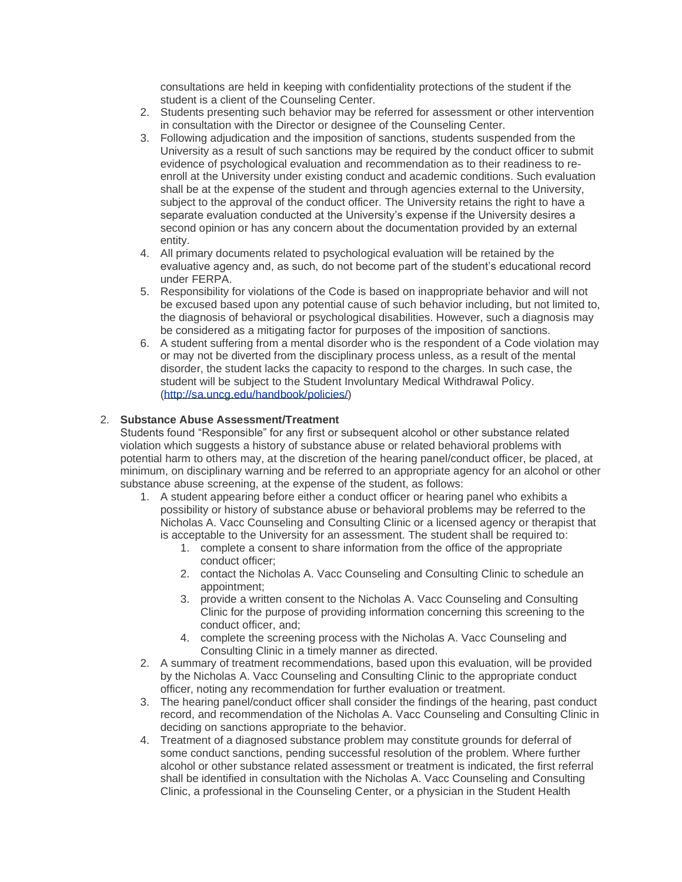consultations are held in keeping with confidentiality protections of the student if the student is a client of the Counseling Center.

2. Students presenting such behavior may be referred for assessment or other intervention in consultation with the Director or designee of the Counseling Center.
3. Following adjudication and the imposition of sanctions, students suspended from the University as a result of such sanctions may be required by the conduct officer to submit evidence of psychological evaluation and recommendation as to their readiness to re-enroll at the University under existing conduct and academic conditions. Such evaluation shall be at the expense of the student and through agencies external to the University, subject to the approval of the conduct officer. The University retains the right to have a separate evaluation conducted at the University's expense if the University desires a second opinion or has any concern about the documentation provided by an external entity.
4. All primary documents related to psychological evaluation will be retained by the evaluative agency and, as such, do not become part of the student's educational record under FERPA.
5. Responsibility for violations of the Code is based on inappropriate behavior and will not be excused based upon any potential cause of such behavior including, but not limited to, the diagnosis of behavioral or psychological disabilities. However, such a diagnosis may be considered as a mitigating factor for purposes of the imposition of sanctions.
6. A student suffering from a mental disorder who is the respondent of a Code violation may or may not be diverted from the disciplinary process unless, as a result of the mental disorder, the student lacks the capacity to respond to the charges. In such case, the student will be subject to the Student Involuntary Medical Withdrawal Policy. (http://sa.uncg.edu/handbook/policies/)

2. **Substance Abuse Assessment/Treatment**
   Students found "Responsible" for any first or subsequent alcohol or other substance related violation which suggests a history of substance abuse or related behavioral problems with potential harm to others may, at the discretion of the hearing panel/conduct officer, be placed, at minimum, on disciplinary warning and be referred to an appropriate agency for an alcohol or other substance abuse screening, at the expense of the student, as follows:
   1. A student appearing before either a conduct officer or hearing panel who exhibits a possibility or history of substance abuse or behavioral problems may be referred to the Nicholas A. Vacc Counseling and Consulting Clinic or a licensed agency or therapist that is acceptable to the University for an assessment. The student shall be required to:
      1. complete a consent to share information from the office of the appropriate conduct officer;
      2. contact the Nicholas A. Vacc Counseling and Consulting Clinic to schedule an appointment;
      3. provide a written consent to the Nicholas A. Vacc Counseling and Consulting Clinic for the purpose of providing information concerning this screening to the conduct officer, and;
      4. complete the screening process with the Nicholas A. Vacc Counseling and Consulting Clinic in a timely manner as directed.
   2. A summary of treatment recommendations, based upon this evaluation, will be provided by the Nicholas A. Vacc Counseling and Consulting Clinic to the appropriate conduct officer, noting any recommendation for further evaluation or treatment.
   3. The hearing panel/conduct officer shall consider the findings of the hearing, past conduct record, and recommendation of the Nicholas A. Vacc Counseling and Consulting Clinic in deciding on sanctions appropriate to the behavior.
   4. Treatment of a diagnosed substance problem may constitute grounds for deferral of some conduct sanctions, pending successful resolution of the problem. Where further alcohol or other substance related assessment or treatment is indicated, the first referral shall be identified in consultation with the Nicholas A. Vacc Counseling and Consulting Clinic, a professional in the Counseling Center, or a physician in the Student Health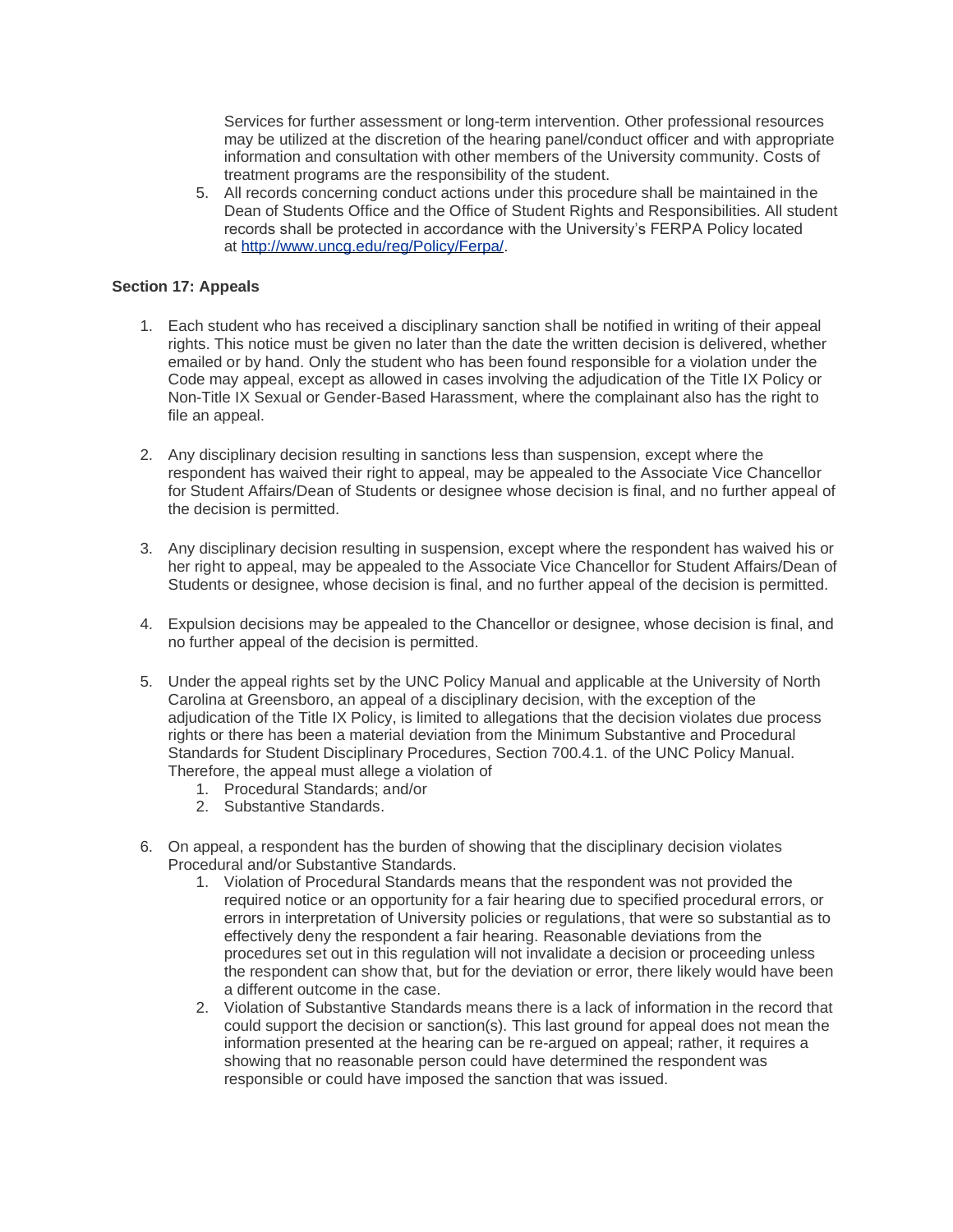Services for further assessment or long-term intervention. Other professional resources may be utilized at the discretion of the hearing panel/conduct officer and with appropriate information and consultation with other members of the University community. Costs of treatment programs are the responsibility of the student.

5. All records concerning conduct actions under this procedure shall be maintained in the Dean of Students Office and the Office of Student Rights and Responsibilities. All student records shall be protected in accordance with the University's FERPA Policy located at [http://www.uncg.edu/reg/Policy/Ferpa/](http://www.uncg.edu/reg/Policy/Ferpa/).

**Section 17: Appeals**

1. Each student who has received a disciplinary sanction shall be notified in writing of their appeal rights. This notice must be given no later than the date the written decision is delivered, whether emailed or by hand. Only the student who has been found responsible for a violation under the Code may appeal, except as allowed in cases involving the adjudication of the Title IX Policy or Non-Title IX Sexual or Gender-Based Harassment, where the complainant also has the right to file an appeal.

2. Any disciplinary decision resulting in sanctions less than suspension, except where the respondent has waived their right to appeal, may be appealed to the Associate Vice Chancellor for Student Affairs/Dean of Students or designee whose decision is final, and no further appeal of the decision is permitted.

3. Any disciplinary decision resulting in suspension, except where the respondent has waived his or her right to appeal, may be appealed to the Associate Vice Chancellor for Student Affairs/Dean of Students or designee, whose decision is final, and no further appeal of the decision is permitted.

4. Expulsion decisions may be appealed to the Chancellor or designee, whose decision is final, and no further appeal of the decision is permitted.

5. Under the appeal rights set by the UNC Policy Manual and applicable at the University of North Carolina at Greensboro, an appeal of a disciplinary decision, with the exception of the adjudication of the Title IX Policy, is limited to allegations that the decision violates due process rights or there has been a material deviation from the Minimum Substantive and Procedural Standards for Student Disciplinary Procedures, Section 700.4.1. of the UNC Policy Manual. Therefore, the appeal must allege a violation of
    1. Procedural Standards; and/or
    2. Substantive Standards.

6. On appeal, a respondent has the burden of showing that the disciplinary decision violates Procedural and/or Substantive Standards.
    1. Violation of Procedural Standards means that the respondent was not provided the required notice or an opportunity for a fair hearing due to specified procedural errors, or errors in interpretation of University policies or regulations, that were so substantial as to effectively deny the respondent a fair hearing. Reasonable deviations from the procedures set out in this regulation will not invalidate a decision or proceeding unless the respondent can show that, but for the deviation or error, there likely would have been a different outcome in the case.
    2. Violation of Substantive Standards means there is a lack of information in the record that could support the decision or sanction(s). This last ground for appeal does not mean the information presented at the hearing can be re-argued on appeal; rather, it requires a showing that no reasonable person could have determined the respondent was responsible or could have imposed the sanction that was issued.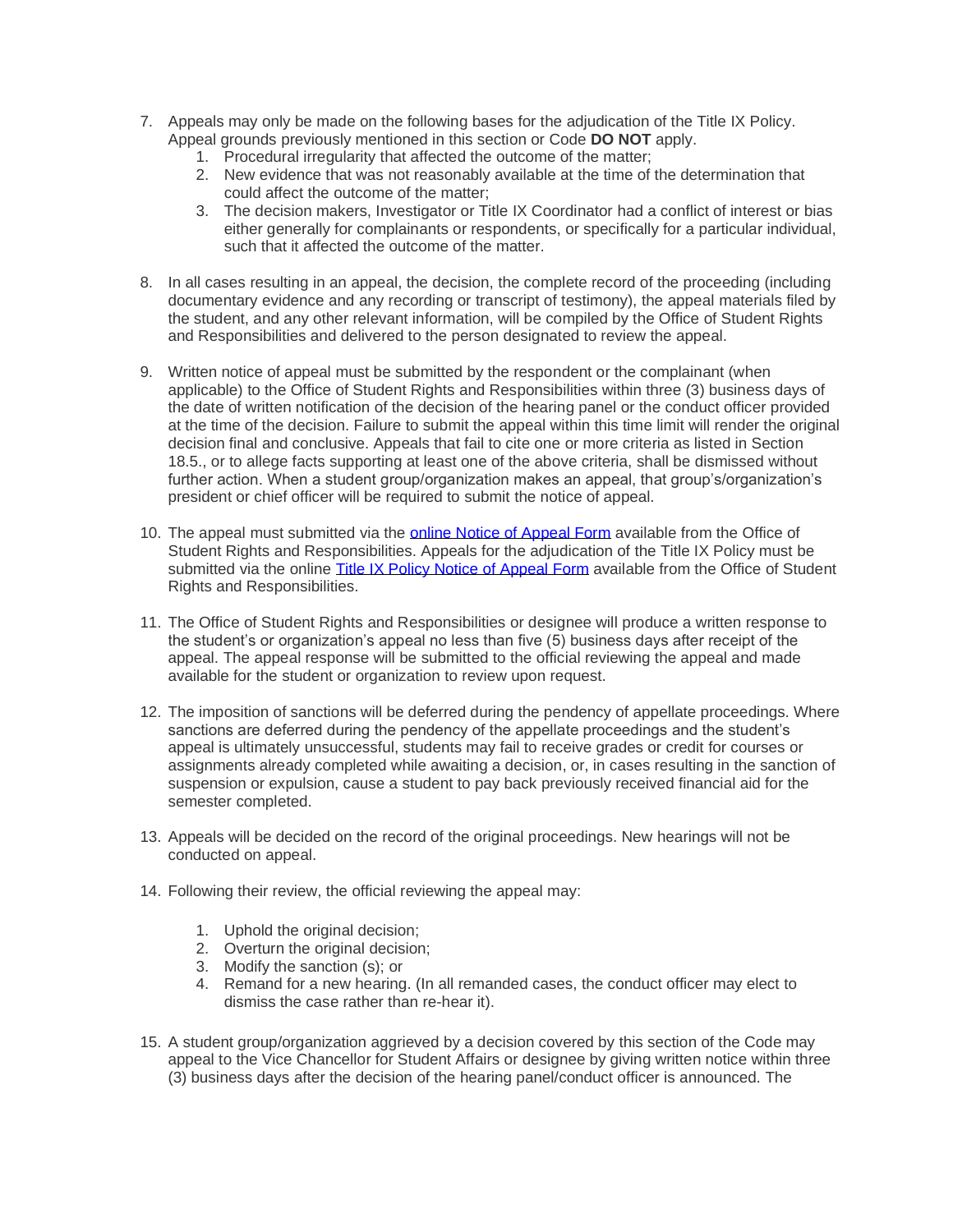7. Appeals may only be made on the following bases for the adjudication of the Title IX Policy. Appeal grounds previously mentioned in this section or Code **DO NOT** apply.
    1. Procedural irregularity that affected the outcome of the matter;
    2. New evidence that was not reasonably available at the time of the determination that could affect the outcome of the matter;
    3. The decision makers, Investigator or Title IX Coordinator had a conflict of interest or bias either generally for complainants or respondents, or specifically for a particular individual, such that it affected the outcome of the matter.

8. In all cases resulting in an appeal, the decision, the complete record of the proceeding (including documentary evidence and any recording or transcript of testimony), the appeal materials filed by the student, and any other relevant information, will be compiled by the Office of Student Rights and Responsibilities and delivered to the person designated to review the appeal.

9. Written notice of appeal must be submitted by the respondent or the complainant (when applicable) to the Office of Student Rights and Responsibilities within three (3) business days of the date of written notification of the decision of the hearing panel or the conduct officer provided at the time of the decision. Failure to submit the appeal within this time limit will render the original decision final and conclusive. Appeals that fail to cite one or more criteria as listed in Section 18.5., or to allege facts supporting at least one of the above criteria, shall be dismissed without further action. When a student group/organization makes an appeal, that group's/organization's president or chief officer will be required to submit the notice of appeal.

10. The appeal must submitted via the [online Notice of Appeal Form]() available from the Office of Student Rights and Responsibilities. Appeals for the adjudication of the Title IX Policy must be submitted via the online [Title IX Policy Notice of Appeal Form]() available from the Office of Student Rights and Responsibilities.

11. The Office of Student Rights and Responsibilities or designee will produce a written response to the student's or organization's appeal no less than five (5) business days after receipt of the appeal. The appeal response will be submitted to the official reviewing the appeal and made available for the student or organization to review upon request.

12. The imposition of sanctions will be deferred during the pendency of appellate proceedings. Where sanctions are deferred during the pendency of the appellate proceedings and the student's appeal is ultimately unsuccessful, students may fail to receive grades or credit for courses or assignments already completed while awaiting a decision, or, in cases resulting in the sanction of suspension or expulsion, cause a student to pay back previously received financial aid for the semester completed.

13. Appeals will be decided on the record of the original proceedings. New hearings will not be conducted on appeal.

14. Following their review, the official reviewing the appeal may:
    1. Uphold the original decision;
    2. Overturn the original decision;
    3. Modify the sanction (s); or
    4. Remand for a new hearing. (In all remanded cases, the conduct officer may elect to dismiss the case rather than re-hear it).

15. A student group/organization aggrieved by a decision covered by this section of the Code may appeal to the Vice Chancellor for Student Affairs or designee by giving written notice within three (3) business days after the decision of the hearing panel/conduct officer is announced. The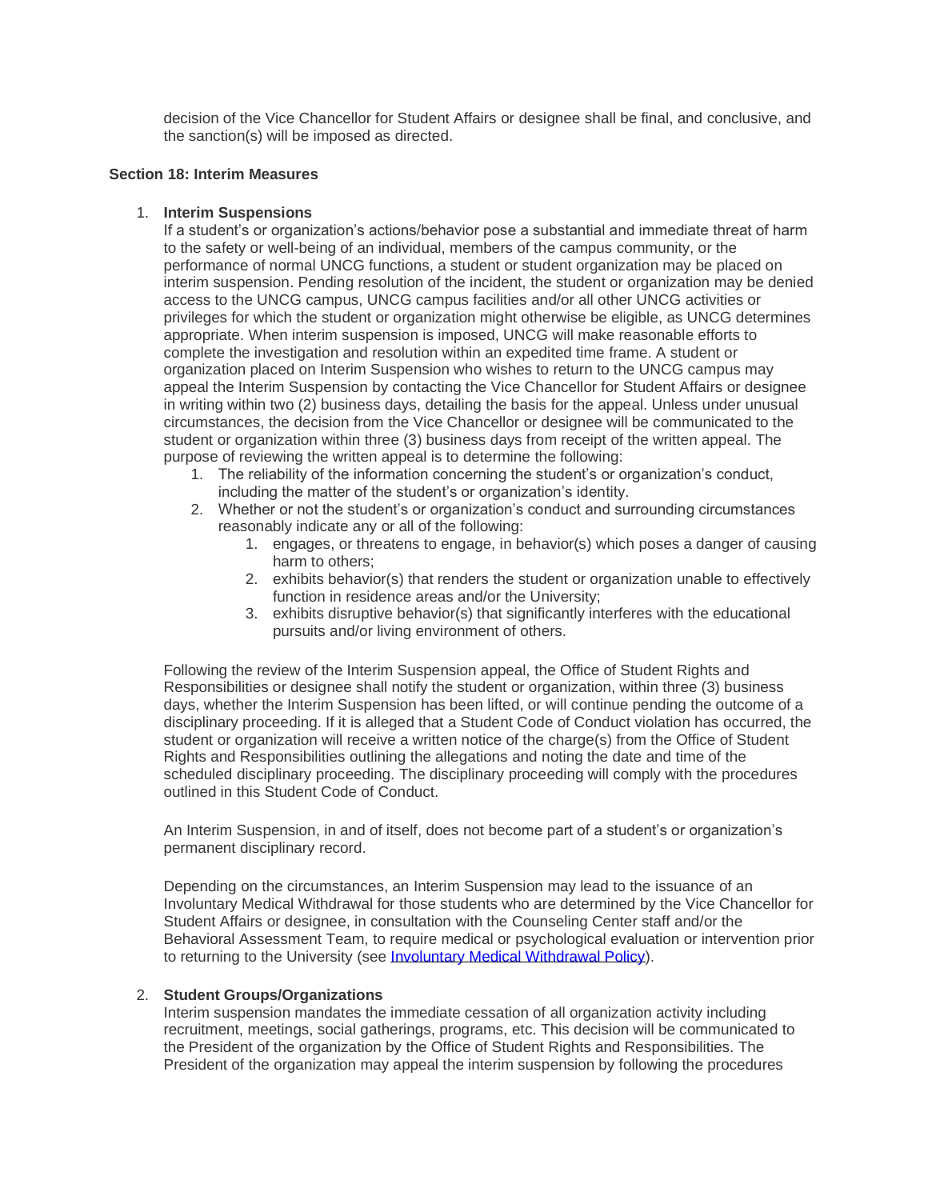decision of the Vice Chancellor for Student Affairs or designee shall be final, and conclusive, and the sanction(s) will be imposed as directed.

**Section 18: Interim Measures**

1. **Interim Suspensions**
   If a student's or organization's actions/behavior pose a substantial and immediate threat of harm to the safety or well-being of an individual, members of the campus community, or the performance of normal UNCG functions, a student or student organization may be placed on interim suspension. Pending resolution of the incident, the student or organization may be denied access to the UNCG campus, UNCG campus facilities and/or all other UNCG activities or privileges for which the student or organization might otherwise be eligible, as UNCG determines appropriate. When interim suspension is imposed, UNCG will make reasonable efforts to complete the investigation and resolution within an expedited time frame. A student or organization placed on Interim Suspension who wishes to return to the UNCG campus may appeal the Interim Suspension by contacting the Vice Chancellor for Student Affairs or designee in writing within two (2) business days, detailing the basis for the appeal. Unless under unusual circumstances, the decision from the Vice Chancellor or designee will be communicated to the student or organization within three (3) business days from receipt of the written appeal. The purpose of reviewing the written appeal is to determine the following:
   1. The reliability of the information concerning the student's or organization's conduct, including the matter of the student's or organization's identity.
   2. Whether or not the student's or organization's conduct and surrounding circumstances reasonably indicate any or all of the following:
      1. engages, or threatens to engage, in behavior(s) which poses a danger of causing harm to others;
      2. exhibits behavior(s) that renders the student or organization unable to effectively function in residence areas and/or the University;
      3. exhibits disruptive behavior(s) that significantly interferes with the educational pursuits and/or living environment of others.

   Following the review of the Interim Suspension appeal, the Office of Student Rights and Responsibilities or designee shall notify the student or organization, within three (3) business days, whether the Interim Suspension has been lifted, or will continue pending the outcome of a disciplinary proceeding. If it is alleged that a Student Code of Conduct violation has occurred, the student or organization will receive a written notice of the charge(s) from the Office of Student Rights and Responsibilities outlining the allegations and noting the date and time of the scheduled disciplinary proceeding. The disciplinary proceeding will comply with the procedures outlined in this Student Code of Conduct.

   An Interim Suspension, in and of itself, does not become part of a student's or organization's permanent disciplinary record.

   Depending on the circumstances, an Interim Suspension may lead to the issuance of an Involuntary Medical Withdrawal for those students who are determined by the Vice Chancellor for Student Affairs or designee, in consultation with the Counseling Center staff and/or the Behavioral Assessment Team, to require medical or psychological evaluation or intervention prior to returning to the University (see [Involuntary Medical Withdrawal Policy]).

2. **Student Groups/Organizations**
   Interim suspension mandates the immediate cessation of all organization activity including recruitment, meetings, social gatherings, programs, etc. This decision will be communicated to the President of the organization by the Office of Student Rights and Responsibilities. The President of the organization may appeal the interim suspension by following the procedures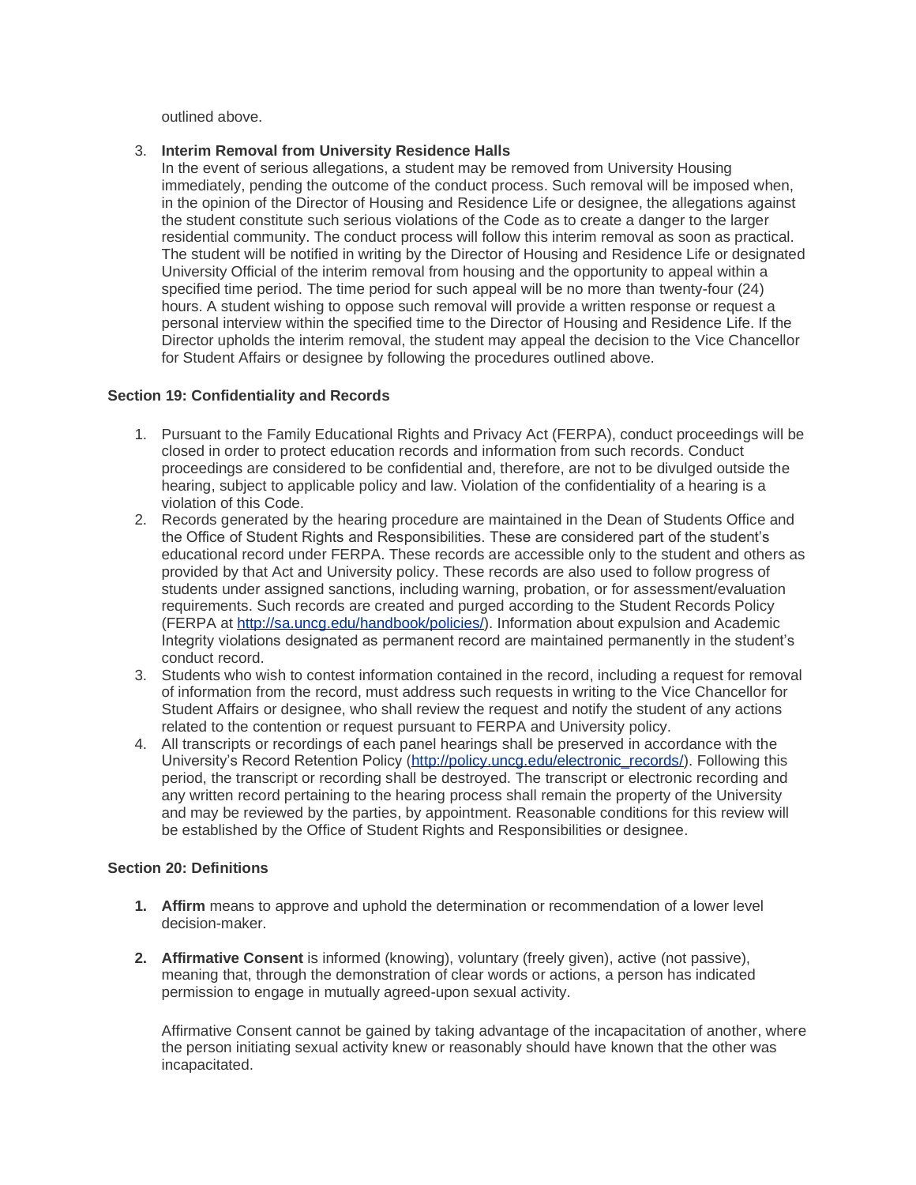outlined above.

3. **Interim Removal from University Residence Halls**
   In the event of serious allegations, a student may be removed from University Housing immediately, pending the outcome of the conduct process. Such removal will be imposed when, in the opinion of the Director of Housing and Residence Life or designee, the allegations against the student constitute such serious violations of the Code as to create a danger to the larger residential community. The conduct process will follow this interim removal as soon as practical. The student will be notified in writing by the Director of Housing and Residence Life or designated University Official of the interim removal from housing and the opportunity to appeal within a specified time period. The time period for such appeal will be no more than twenty-four (24) hours. A student wishing to oppose such removal will provide a written response or request a personal interview within the specified time to the Director of Housing and Residence Life. If the Director upholds the interim removal, the student may appeal the decision to the Vice Chancellor for Student Affairs or designee by following the procedures outlined above.

### Section 19: Confidentiality and Records

1. Pursuant to the Family Educational Rights and Privacy Act (FERPA), conduct proceedings will be closed in order to protect education records and information from such records. Conduct proceedings are considered to be confidential and, therefore, are not to be divulged outside the hearing, subject to applicable policy and law. Violation of the confidentiality of a hearing is a violation of this Code.
2. Records generated by the hearing procedure are maintained in the Dean of Students Office and the Office of Student Rights and Responsibilities. These are considered part of the student's educational record under FERPA. These records are accessible only to the student and others as provided by that Act and University policy. These records are also used to follow progress of students under assigned sanctions, including warning, probation, or for assessment/evaluation requirements. Such records are created and purged according to the Student Records Policy (FERPA at [http://sa.uncg.edu/handbook/policies/](http://sa.uncg.edu/handbook/policies/)). Information about expulsion and Academic Integrity violations designated as permanent record are maintained permanently in the student's conduct record.
3. Students who wish to contest information contained in the record, including a request for removal of information from the record, must address such requests in writing to the Vice Chancellor for Student Affairs or designee, who shall review the request and notify the student of any actions related to the contention or request pursuant to FERPA and University policy.
4. All transcripts or recordings of each panel hearings shall be preserved in accordance with the University's Record Retention Policy ([http://policy.uncg.edu/electronic_records/](http://policy.uncg.edu/electronic_records/)). Following this period, the transcript or recording shall be destroyed. The transcript or electronic recording and any written record pertaining to the hearing process shall remain the property of the University and may be reviewed by the parties, by appointment. Reasonable conditions for this review will be established by the Office of Student Rights and Responsibilities or designee.

### Section 20: Definitions

1. **Affirm** means to approve and uphold the determination or recommendation of a lower level decision-maker.

2. **Affirmative Consent** is informed (knowing), voluntary (freely given), active (not passive), meaning that, through the demonstration of clear words or actions, a person has indicated permission to engage in mutually agreed-upon sexual activity.

   Affirmative Consent cannot be gained by taking advantage of the incapacitation of another, where the person initiating sexual activity knew or reasonably should have known that the other was incapacitated.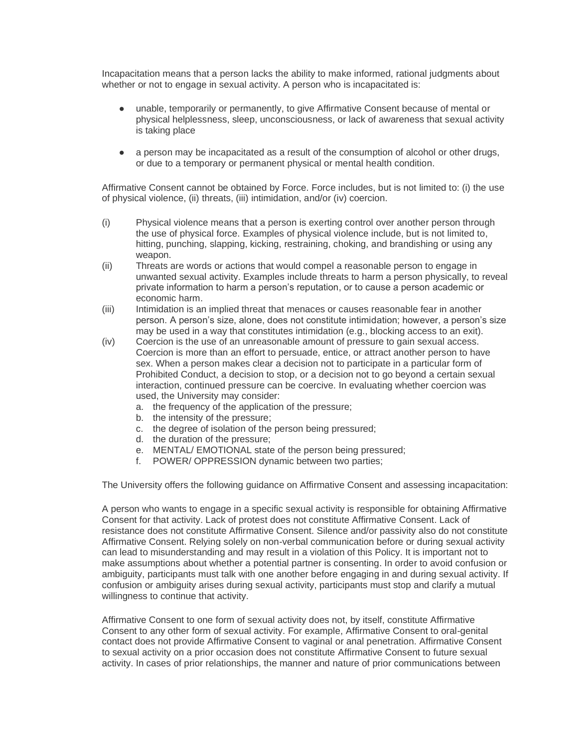Incapacitation means that a person lacks the ability to make informed, rational judgments about whether or not to engage in sexual activity. A person who is incapacitated is:

- unable, temporarily or permanently, to give Affirmative Consent because of mental or physical helplessness, sleep, unconsciousness, or lack of awareness that sexual activity is taking place
- a person may be incapacitated as a result of the consumption of alcohol or other drugs, or due to a temporary or permanent physical or mental health condition.

Affirmative Consent cannot be obtained by Force. Force includes, but is not limited to: (i) the use of physical violence, (ii) threats, (iii) intimidation, and/or (iv) coercion.

(i) Physical violence means that a person is exerting control over another person through the use of physical force. Examples of physical violence include, but is not limited to, hitting, punching, slapping, kicking, restraining, choking, and brandishing or using any weapon.

(ii) Threats are words or actions that would compel a reasonable person to engage in unwanted sexual activity. Examples include threats to harm a person physically, to reveal private information to harm a person's reputation, or to cause a person academic or economic harm.

(iii) Intimidation is an implied threat that menaces or causes reasonable fear in another person. A person's size, alone, does not constitute intimidation; however, a person's size may be used in a way that constitutes intimidation (e.g., blocking access to an exit).

(iv) Coercion is the use of an unreasonable amount of pressure to gain sexual access. Coercion is more than an effort to persuade, entice, or attract another person to have sex. When a person makes clear a decision not to participate in a particular form of Prohibited Conduct, a decision to stop, or a decision not to go beyond a certain sexual interaction, continued pressure can be coercive. In evaluating whether coercion was used, the University may consider:

   a. the frequency of the application of the pressure;
   b. the intensity of the pressure;
   c. the degree of isolation of the person being pressured;
   d. the duration of the pressure;
   e. MENTAL/ EMOTIONAL state of the person being pressured;
   f. POWER/ OPPRESSION dynamic between two parties;

The University offers the following guidance on Affirmative Consent and assessing incapacitation:

A person who wants to engage in a specific sexual activity is responsible for obtaining Affirmative Consent for that activity. Lack of protest does not constitute Affirmative Consent. Lack of resistance does not constitute Affirmative Consent. Silence and/or passivity also do not constitute Affirmative Consent. Relying solely on non-verbal communication before or during sexual activity can lead to misunderstanding and may result in a violation of this Policy. It is important not to make assumptions about whether a potential partner is consenting. In order to avoid confusion or ambiguity, participants must talk with one another before engaging in and during sexual activity. If confusion or ambiguity arises during sexual activity, participants must stop and clarify a mutual willingness to continue that activity.

Affirmative Consent to one form of sexual activity does not, by itself, constitute Affirmative Consent to any other form of sexual activity. For example, Affirmative Consent to oral-genital contact does not provide Affirmative Consent to vaginal or anal penetration. Affirmative Consent to sexual activity on a prior occasion does not constitute Affirmative Consent to future sexual activity. In cases of prior relationships, the manner and nature of prior communications between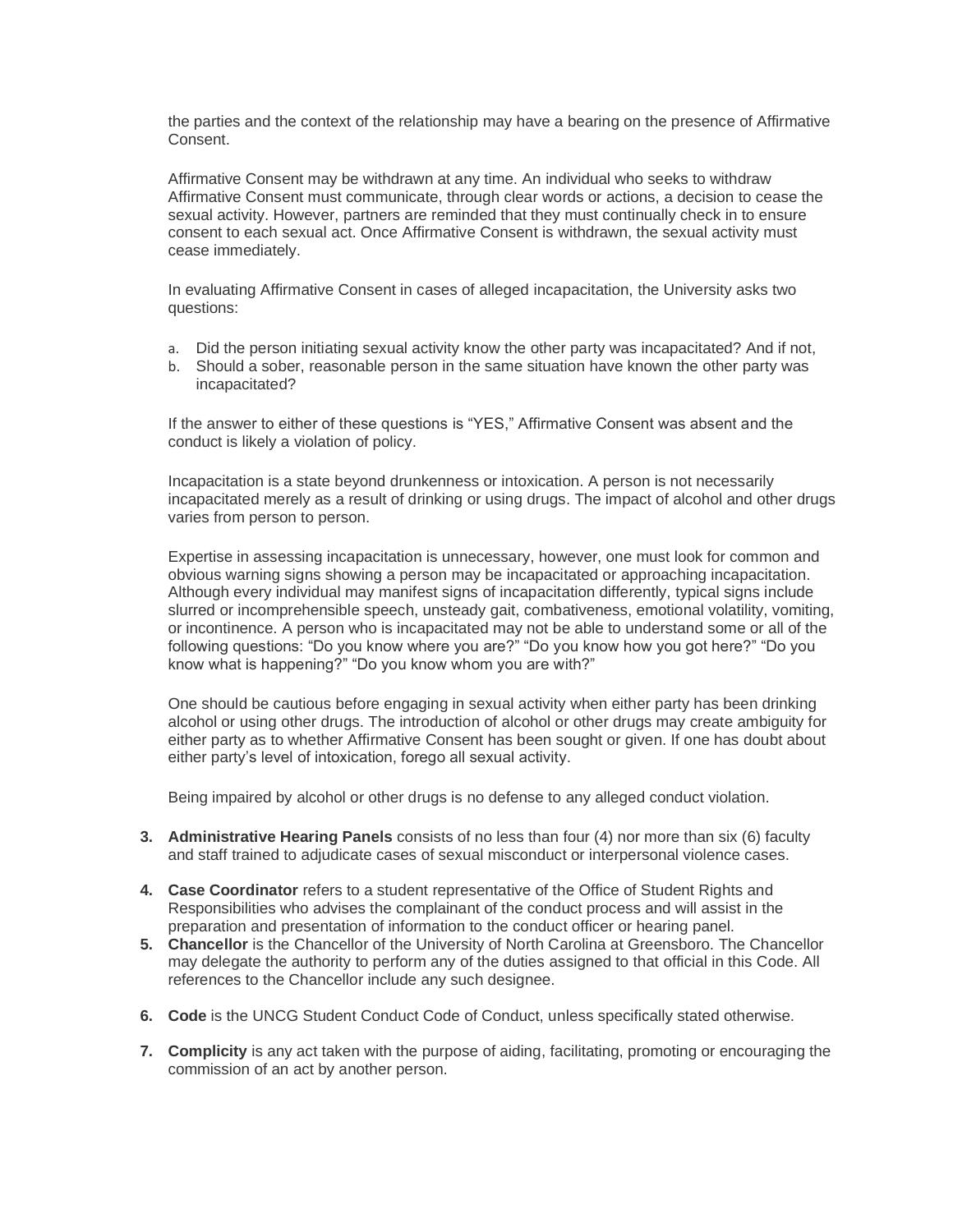the parties and the context of the relationship may have a bearing on the presence of Affirmative Consent.

Affirmative Consent may be withdrawn at any time. An individual who seeks to withdraw Affirmative Consent must communicate, through clear words or actions, a decision to cease the sexual activity. However, partners are reminded that they must continually check in to ensure consent to each sexual act. Once Affirmative Consent is withdrawn, the sexual activity must cease immediately.

In evaluating Affirmative Consent in cases of alleged incapacitation, the University asks two questions:

a. Did the person initiating sexual activity know the other party was incapacitated? And if not,
b. Should a sober, reasonable person in the same situation have known the other party was incapacitated?

If the answer to either of these questions is "YES," Affirmative Consent was absent and the conduct is likely a violation of policy.

Incapacitation is a state beyond drunkenness or intoxication. A person is not necessarily incapacitated merely as a result of drinking or using drugs. The impact of alcohol and other drugs varies from person to person.

Expertise in assessing incapacitation is unnecessary, however, one must look for common and obvious warning signs showing a person may be incapacitated or approaching incapacitation. Although every individual may manifest signs of incapacitation differently, typical signs include slurred or incomprehensible speech, unsteady gait, combativeness, emotional volatility, vomiting, or incontinence. A person who is incapacitated may not be able to understand some or all of the following questions: "Do you know where you are?" "Do you know how you got here?" "Do you know what is happening?" "Do you know whom you are with?"

One should be cautious before engaging in sexual activity when either party has been drinking alcohol or using other drugs. The introduction of alcohol or other drugs may create ambiguity for either party as to whether Affirmative Consent has been sought or given. If one has doubt about either party's level of intoxication, forego all sexual activity.

Being impaired by alcohol or other drugs is no defense to any alleged conduct violation.

3. **Administrative Hearing Panels** consists of no less than four (4) nor more than six (6) faculty and staff trained to adjudicate cases of sexual misconduct or interpersonal violence cases.

4. **Case Coordinator** refers to a student representative of the Office of Student Rights and Responsibilities who advises the complainant of the conduct process and will assist in the preparation and presentation of information to the conduct officer or hearing panel.

5. **Chancellor** is the Chancellor of the University of North Carolina at Greensboro. The Chancellor may delegate the authority to perform any of the duties assigned to that official in this Code. All references to the Chancellor include any such designee.

6. **Code** is the UNCG Student Conduct Code of Conduct, unless specifically stated otherwise.

7. **Complicity** is any act taken with the purpose of aiding, facilitating, promoting or encouraging the commission of an act by another person.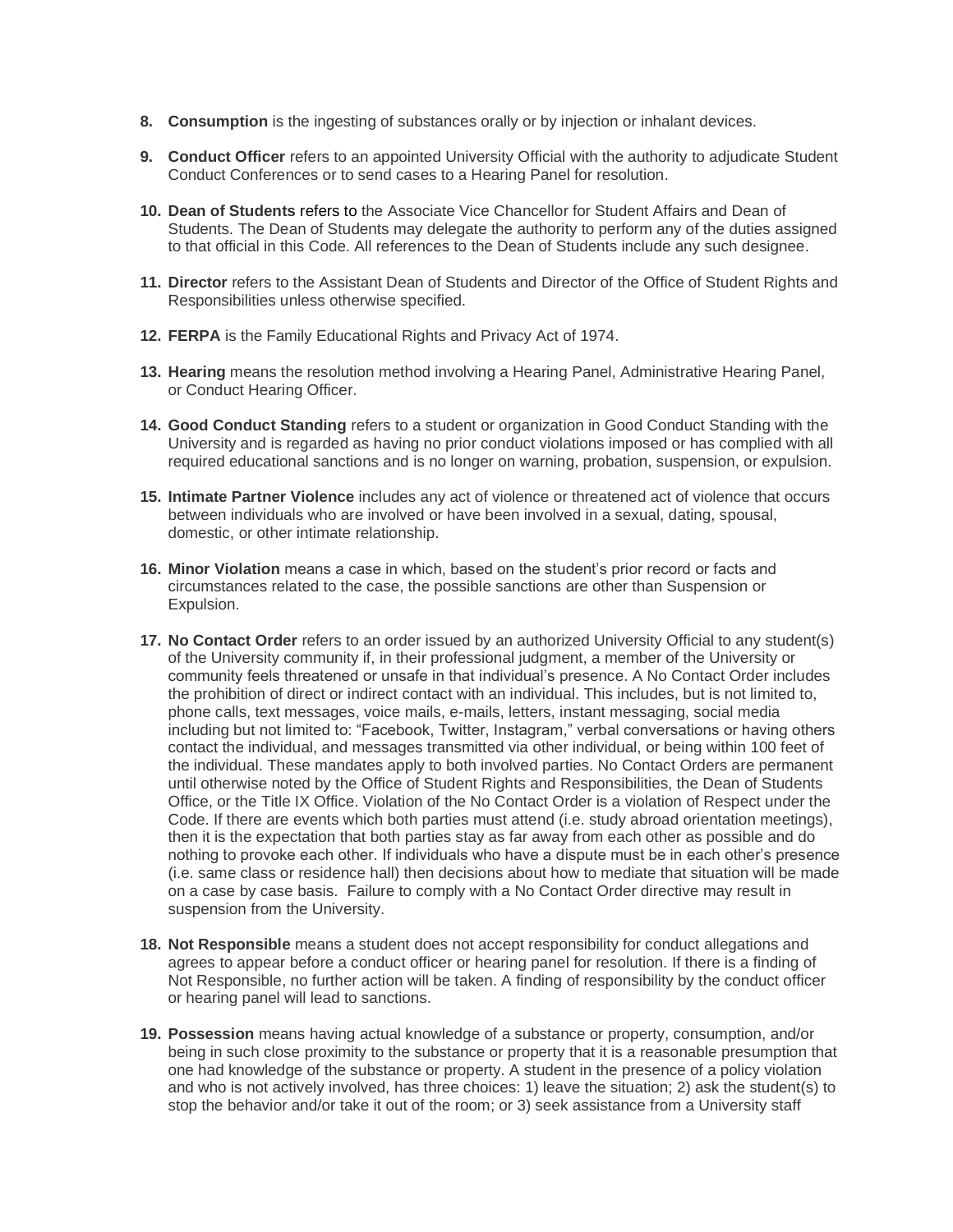8. **Consumption** is the ingesting of substances orally or by injection or inhalant devices.

9. **Conduct Officer** refers to an appointed University Official with the authority to adjudicate Student Conduct Conferences or to send cases to a Hearing Panel for resolution.

10. **Dean of Students** refers to the Associate Vice Chancellor for Student Affairs and Dean of Students. The Dean of Students may delegate the authority to perform any of the duties assigned to that official in this Code. All references to the Dean of Students include any such designee.

11. **Director** refers to the Assistant Dean of Students and Director of the Office of Student Rights and Responsibilities unless otherwise specified.

12. **FERPA** is the Family Educational Rights and Privacy Act of 1974.

13. **Hearing** means the resolution method involving a Hearing Panel, Administrative Hearing Panel, or Conduct Hearing Officer.

14. **Good Conduct Standing** refers to a student or organization in Good Conduct Standing with the University and is regarded as having no prior conduct violations imposed or has complied with all required educational sanctions and is no longer on warning, probation, suspension, or expulsion.

15. **Intimate Partner Violence** includes any act of violence or threatened act of violence that occurs between individuals who are involved or have been involved in a sexual, dating, spousal, domestic, or other intimate relationship.

16. **Minor Violation** means a case in which, based on the student's prior record or facts and circumstances related to the case, the possible sanctions are other than Suspension or Expulsion.

17. **No Contact Order** refers to an order issued by an authorized University Official to any student(s) of the University community if, in their professional judgment, a member of the University or community feels threatened or unsafe in that individual's presence. A No Contact Order includes the prohibition of direct or indirect contact with an individual. This includes, but is not limited to, phone calls, text messages, voice mails, e-mails, letters, instant messaging, social media including but not limited to: "Facebook, Twitter, Instagram," verbal conversations or having others contact the individual, and messages transmitted via other individual, or being within 100 feet of the individual. These mandates apply to both involved parties. No Contact Orders are permanent until otherwise noted by the Office of Student Rights and Responsibilities, the Dean of Students Office, or the Title IX Office. Violation of the No Contact Order is a violation of Respect under the Code. If there are events which both parties must attend (i.e. study abroad orientation meetings), then it is the expectation that both parties stay as far away from each other as possible and do nothing to provoke each other. If individuals who have a dispute must be in each other's presence (i.e. same class or residence hall) then decisions about how to mediate that situation will be made on a case by case basis. Failure to comply with a No Contact Order directive may result in suspension from the University.

18. **Not Responsible** means a student does not accept responsibility for conduct allegations and agrees to appear before a conduct officer or hearing panel for resolution. If there is a finding of Not Responsible, no further action will be taken. A finding of responsibility by the conduct officer or hearing panel will lead to sanctions.

19. **Possession** means having actual knowledge of a substance or property, consumption, and/or being in such close proximity to the substance or property that it is a reasonable presumption that one had knowledge of the substance or property. A student in the presence of a policy violation and who is not actively involved, has three choices: 1) leave the situation; 2) ask the student(s) to stop the behavior and/or take it out of the room; or 3) seek assistance from a University staff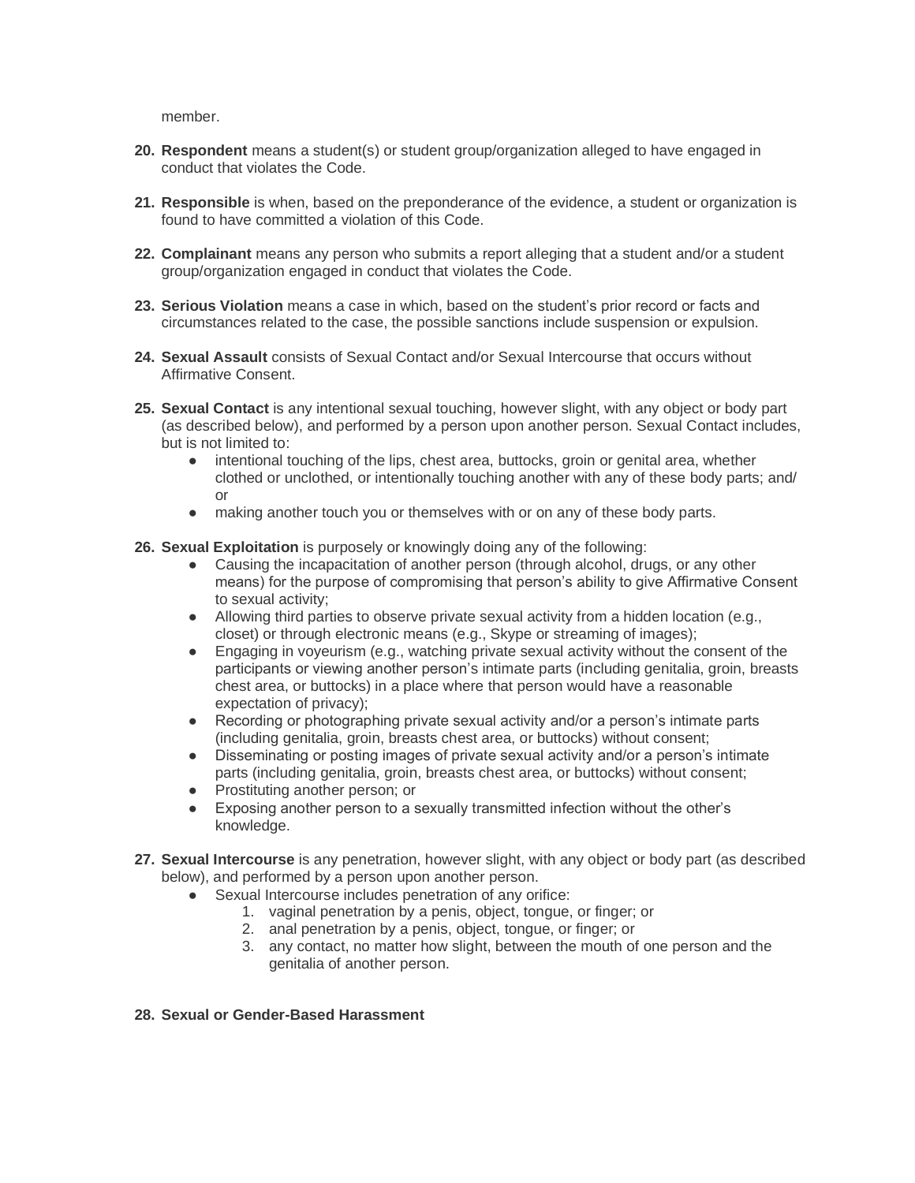member.

20. **Respondent** means a student(s) or student group/organization alleged to have engaged in conduct that violates the Code.

21. **Responsible** is when, based on the preponderance of the evidence, a student or organization is found to have committed a violation of this Code.

22. **Complainant** means any person who submits a report alleging that a student and/or a student group/organization engaged in conduct that violates the Code.

23. **Serious Violation** means a case in which, based on the student's prior record or facts and circumstances related to the case, the possible sanctions include suspension or expulsion.

24. **Sexual Assault** consists of Sexual Contact and/or Sexual Intercourse that occurs without Affirmative Consent.

25. **Sexual Contact** is any intentional sexual touching, however slight, with any object or body part (as described below), and performed by a person upon another person. Sexual Contact includes, but is not limited to:
    - intentional touching of the lips, chest area, buttocks, groin or genital area, whether clothed or unclothed, or intentionally touching another with any of these body parts; and/ or
    - making another touch you or themselves with or on any of these body parts.

26. **Sexual Exploitation** is purposely or knowingly doing any of the following:
    - Causing the incapacitation of another person (through alcohol, drugs, or any other means) for the purpose of compromising that person's ability to give Affirmative Consent to sexual activity;
    - Allowing third parties to observe private sexual activity from a hidden location (e.g., closet) or through electronic means (e.g., Skype or streaming of images);
    - Engaging in voyeurism (e.g., watching private sexual activity without the consent of the participants or viewing another person's intimate parts (including genitalia, groin, breasts chest area, or buttocks) in a place where that person would have a reasonable expectation of privacy);
    - Recording or photographing private sexual activity and/or a person's intimate parts (including genitalia, groin, breasts chest area, or buttocks) without consent;
    - Disseminating or posting images of private sexual activity and/or a person's intimate parts (including genitalia, groin, breasts chest area, or buttocks) without consent;
    - Prostituting another person; or
    - Exposing another person to a sexually transmitted infection without the other's knowledge.

27. **Sexual Intercourse** is any penetration, however slight, with any object or body part (as described below), and performed by a person upon another person.
    - Sexual Intercourse includes penetration of any orifice:
        1. vaginal penetration by a penis, object, tongue, or finger; or
        2. anal penetration by a penis, object, tongue, or finger; or
        3. any contact, no matter how slight, between the mouth of one person and the genitalia of another person.

28. **Sexual or Gender-Based Harassment**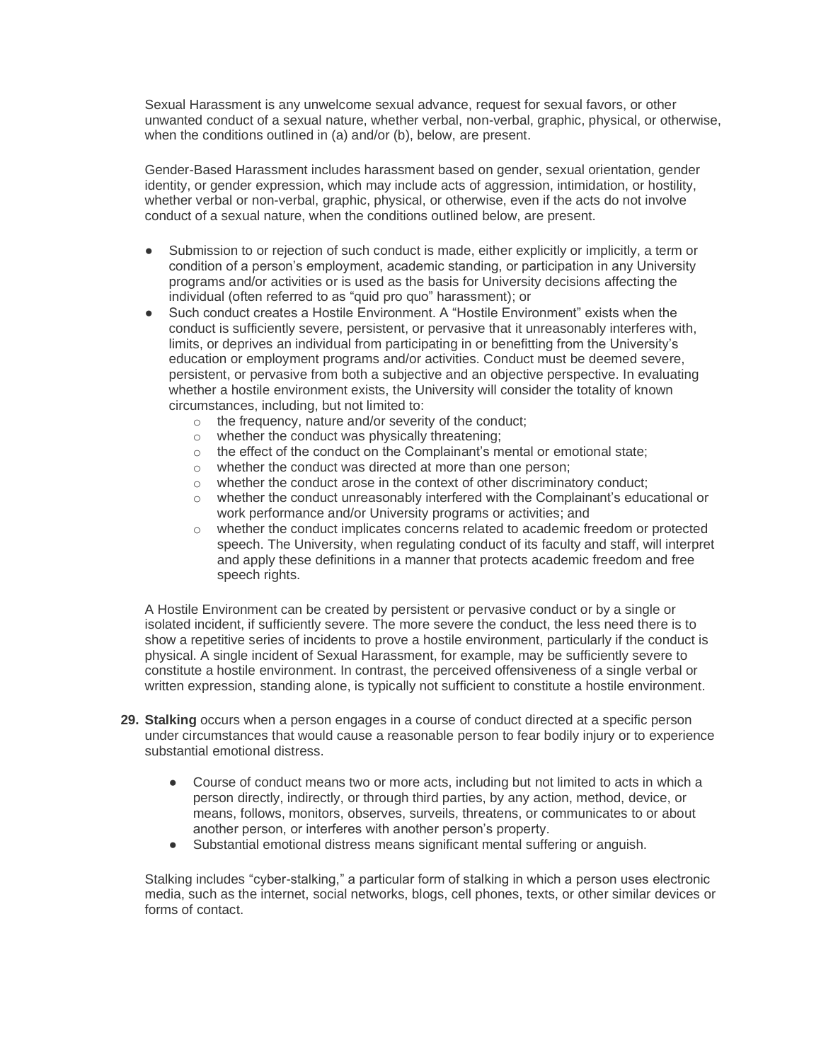Sexual Harassment is any unwelcome sexual advance, request for sexual favors, or other unwanted conduct of a sexual nature, whether verbal, non-verbal, graphic, physical, or otherwise, when the conditions outlined in (a) and/or (b), below, are present.

Gender-Based Harassment includes harassment based on gender, sexual orientation, gender identity, or gender expression, which may include acts of aggression, intimidation, or hostility, whether verbal or non-verbal, graphic, physical, or otherwise, even if the acts do not involve conduct of a sexual nature, when the conditions outlined below, are present.

- Submission to or rejection of such conduct is made, either explicitly or implicitly, a term or condition of a person's employment, academic standing, or participation in any University programs and/or activities or is used as the basis for University decisions affecting the individual (often referred to as "quid pro quo" harassment); or
- Such conduct creates a Hostile Environment. A "Hostile Environment" exists when the conduct is sufficiently severe, persistent, or pervasive that it unreasonably interferes with, limits, or deprives an individual from participating in or benefitting from the University's education or employment programs and/or activities. Conduct must be deemed severe, persistent, or pervasive from both a subjective and an objective perspective. In evaluating whether a hostile environment exists, the University will consider the totality of known circumstances, including, but not limited to:
  - the frequency, nature and/or severity of the conduct;
  - whether the conduct was physically threatening;
  - the effect of the conduct on the Complainant's mental or emotional state;
  - whether the conduct was directed at more than one person;
  - whether the conduct arose in the context of other discriminatory conduct;
  - whether the conduct unreasonably interfered with the Complainant's educational or work performance and/or University programs or activities; and
  - whether the conduct implicates concerns related to academic freedom or protected speech. The University, when regulating conduct of its faculty and staff, will interpret and apply these definitions in a manner that protects academic freedom and free speech rights.

A Hostile Environment can be created by persistent or pervasive conduct or by a single or isolated incident, if sufficiently severe. The more severe the conduct, the less need there is to show a repetitive series of incidents to prove a hostile environment, particularly if the conduct is physical. A single incident of Sexual Harassment, for example, may be sufficiently severe to constitute a hostile environment. In contrast, the perceived offensiveness of a single verbal or written expression, standing alone, is typically not sufficient to constitute a hostile environment.

29. **Stalking** occurs when a person engages in a course of conduct directed at a specific person under circumstances that would cause a reasonable person to fear bodily injury or to experience substantial emotional distress.

    - Course of conduct means two or more acts, including but not limited to acts in which a person directly, indirectly, or through third parties, by any action, method, device, or means, follows, monitors, observes, surveils, threatens, or communicates to or about another person, or interferes with another person's property.
    - Substantial emotional distress means significant mental suffering or anguish.

    Stalking includes "cyber-stalking," a particular form of stalking in which a person uses electronic media, such as the internet, social networks, blogs, cell phones, texts, or other similar devices or forms of contact.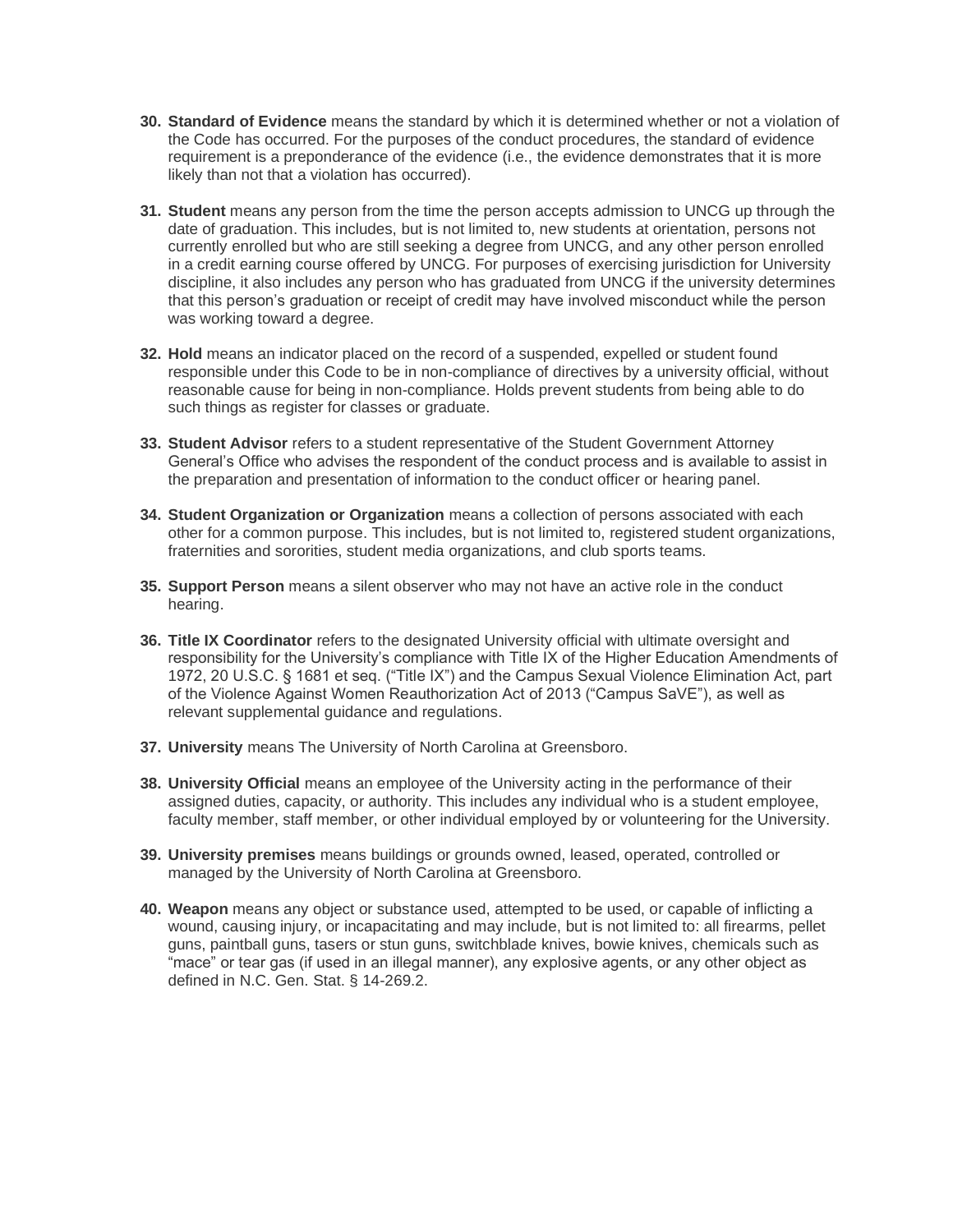30. **Standard of Evidence** means the standard by which it is determined whether or not a violation of the Code has occurred. For the purposes of the conduct procedures, the standard of evidence requirement is a preponderance of the evidence (i.e., the evidence demonstrates that it is more likely than not that a violation has occurred).

31. **Student** means any person from the time the person accepts admission to UNCG up through the date of graduation. This includes, but is not limited to, new students at orientation, persons not currently enrolled but who are still seeking a degree from UNCG, and any other person enrolled in a credit earning course offered by UNCG. For purposes of exercising jurisdiction for University discipline, it also includes any person who has graduated from UNCG if the university determines that this person's graduation or receipt of credit may have involved misconduct while the person was working toward a degree.

32. **Hold** means an indicator placed on the record of a suspended, expelled or student found responsible under this Code to be in non-compliance of directives by a university official, without reasonable cause for being in non-compliance. Holds prevent students from being able to do such things as register for classes or graduate.

33. **Student Advisor** refers to a student representative of the Student Government Attorney General's Office who advises the respondent of the conduct process and is available to assist in the preparation and presentation of information to the conduct officer or hearing panel.

34. **Student Organization or Organization** means a collection of persons associated with each other for a common purpose. This includes, but is not limited to, registered student organizations, fraternities and sororities, student media organizations, and club sports teams.

35. **Support Person** means a silent observer who may not have an active role in the conduct hearing.

36. **Title IX Coordinator** refers to the designated University official with ultimate oversight and responsibility for the University's compliance with Title IX of the Higher Education Amendments of 1972, 20 U.S.C. § 1681 et seq. ("Title IX") and the Campus Sexual Violence Elimination Act, part of the Violence Against Women Reauthorization Act of 2013 ("Campus SaVE"), as well as relevant supplemental guidance and regulations.

37. **University** means The University of North Carolina at Greensboro.

38. **University Official** means an employee of the University acting in the performance of their assigned duties, capacity, or authority. This includes any individual who is a student employee, faculty member, staff member, or other individual employed by or volunteering for the University.

39. **University premises** means buildings or grounds owned, leased, operated, controlled or managed by the University of North Carolina at Greensboro.

40. **Weapon** means any object or substance used, attempted to be used, or capable of inflicting a wound, causing injury, or incapacitating and may include, but is not limited to: all firearms, pellet guns, paintball guns, tasers or stun guns, switchblade knives, bowie knives, chemicals such as "mace" or tear gas (if used in an illegal manner), any explosive agents, or any other object as defined in N.C. Gen. Stat. § 14-269.2.